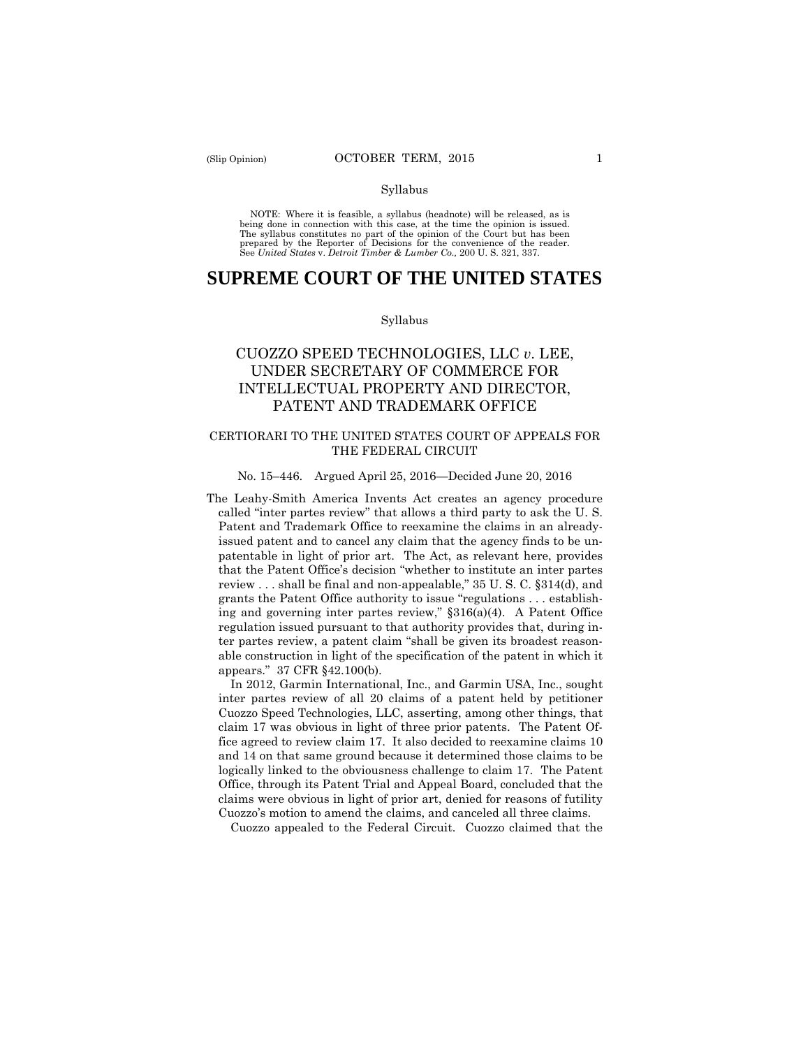Syllabus

NOTE: Where it is feasible, a syllabus (headnote) will be released, as is being done in connection with this case, at the time the opinion is issued. The syllabus constitutes no part of the opinion of the Court but has been prepared by the Reporter of Decisions for the convenience of the reader. See *United States* v. *Detroit Timber & Lumber Co.,* 200 U. S. 321, 337.

# SUPREME COURT OF THE UNITED STATES

Syllabus

## CUOZZO SPEED TECHNOLOGIES, LLC *v.* LEE, UNDER SECRETARY OF COMMERCE FOR INTELLECTUAL PROPERTY AND DIRECTOR, PATENT AND TRADEMARK OFFICE

### CERTIORARI TO THE UNITED STATES COURT OF APPEALS FOR THE FEDERAL CIRCUIT

No. 15–446. Argued April 25, 2016—Decided June 20, 2016

The Leahy-Smith America Invents Act creates an agency procedure called "inter partes review" that allows a third party to ask the U. S. Patent and Trademark Office to reexamine the claims in an already-issued patent and to cancel any claim that the agency finds to be unpatentable in light of prior art. The Act, as relevant here, provides that the Patent Office's decision "whether to institute an inter partes review . . . shall be final and non-appealable," 35 U. S. C. §314(d), and grants the Patent Office authority to issue "regulations . . . establishing and governing inter partes review," §316(a)(4). A Patent Office regulation issued pursuant to that authority provides that, during inter partes review, a patent claim "shall be given its broadest reasonable construction in light of the specification of the patent in which it appears." 37 CFR §42.100(b).

In 2012, Garmin International, Inc., and Garmin USA, Inc., sought inter partes review of all 20 claims of a patent held by petitioner Cuozzo Speed Technologies, LLC, asserting, among other things, that claim 17 was obvious in light of three prior patents. The Patent Office agreed to review claim 17. It also decided to reexamine claims 10 and 14 on that same ground because it determined those claims to be logically linked to the obviousness challenge to claim 17. The Patent Office, through its Patent Trial and Appeal Board, concluded that the claims were obvious in light of prior art, denied for reasons of futility Cuozzo's motion to amend the claims, and canceled all three claims.

Cuozzo appealed to the Federal Circuit. Cuozzo claimed that the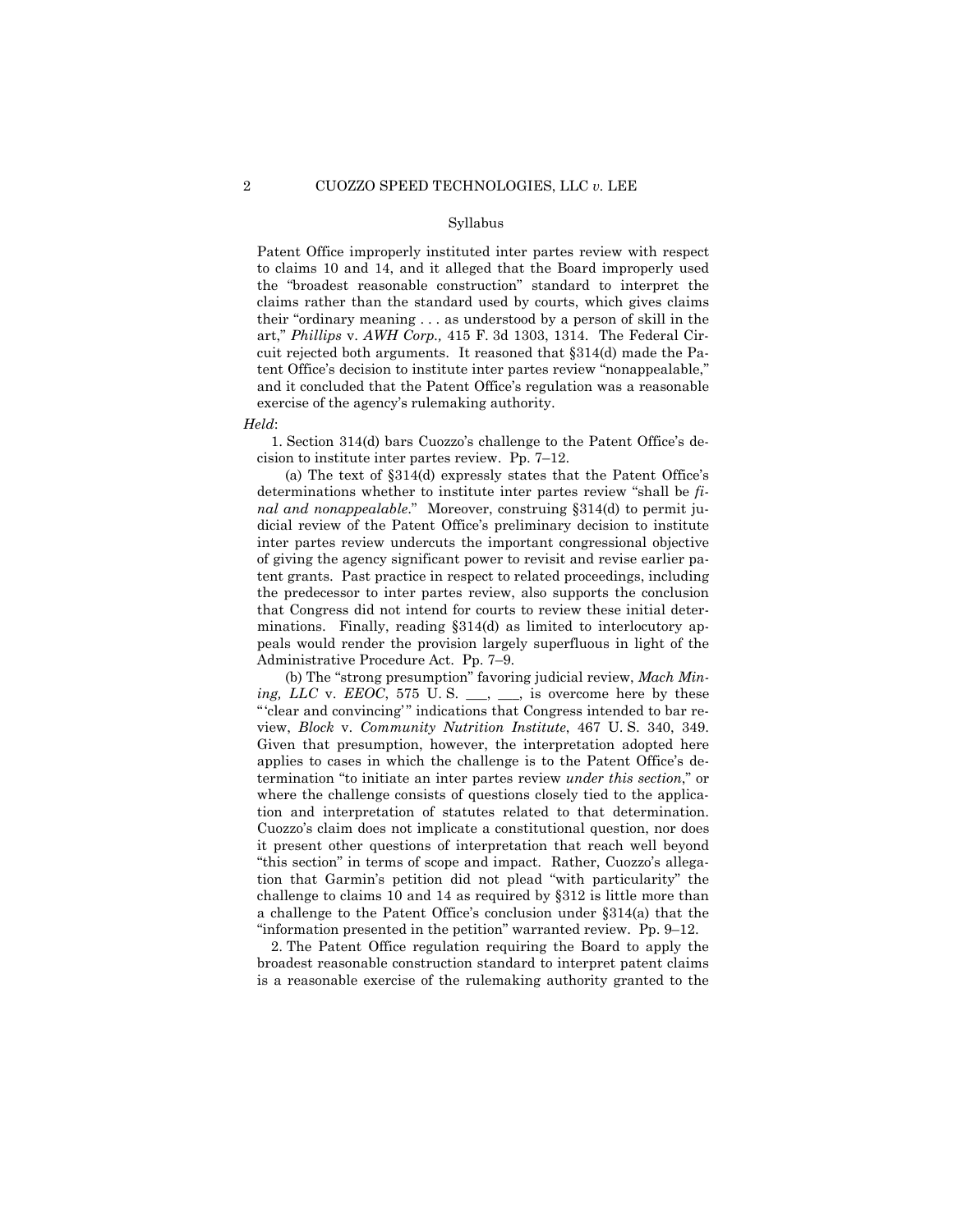Syllabus

Patent Office improperly instituted inter partes review with respect to claims 10 and 14, and it alleged that the Board improperly used the "broadest reasonable construction" standard to interpret the claims rather than the standard used by courts, which gives claims their "ordinary meaning . . . as understood by a person of skill in the art," *Phillips* v. *AWH Corp.,* 415 F. 3d 1303, 1314. The Federal Circuit rejected both arguments. It reasoned that §314(d) made the Patent Office's decision to institute inter partes review "nonappealable," and it concluded that the Patent Office's regulation was a reasonable exercise of the agency's rulemaking authority.

*Held*:

1. Section 314(d) bars Cuozzo's challenge to the Patent Office's decision to institute inter partes review. Pp. 7–12.

(a) The text of §314(d) expressly states that the Patent Office's determinations whether to institute inter partes review "shall be *final and nonappealable*." Moreover, construing §314(d) to permit judicial review of the Patent Office's preliminary decision to institute inter partes review undercuts the important congressional objective of giving the agency significant power to revisit and revise earlier patent grants. Past practice in respect to related proceedings, including the predecessor to inter partes review, also supports the conclusion that Congress did not intend for courts to review these initial determinations. Finally, reading §314(d) as limited to interlocutory appeals would render the provision largely superfluous in light of the Administrative Procedure Act. Pp. 7–9.

(b) The "strong presumption" favoring judicial review, *Mach Mining, LLC* v. *EEOC*, 575 U. S. \_\_\_, \_\_\_, is overcome here by these "'clear and convincing'" indications that Congress intended to bar review, *Block* v. *Community Nutrition Institute*, 467 U. S. 340, 349. Given that presumption, however, the interpretation adopted here applies to cases in which the challenge is to the Patent Office's determination "to initiate an inter partes review *under this section*," or where the challenge consists of questions closely tied to the application and interpretation of statutes related to that determination. Cuozzo's claim does not implicate a constitutional question, nor does it present other questions of interpretation that reach well beyond "this section" in terms of scope and impact. Rather, Cuozzo's allegation that Garmin's petition did not plead "with particularity" the challenge to claims 10 and 14 as required by §312 is little more than a challenge to the Patent Office's conclusion under §314(a) that the "information presented in the petition" warranted review. Pp. 9–12.

2. The Patent Office regulation requiring the Board to apply the broadest reasonable construction standard to interpret patent claims is a reasonable exercise of the rulemaking authority granted to the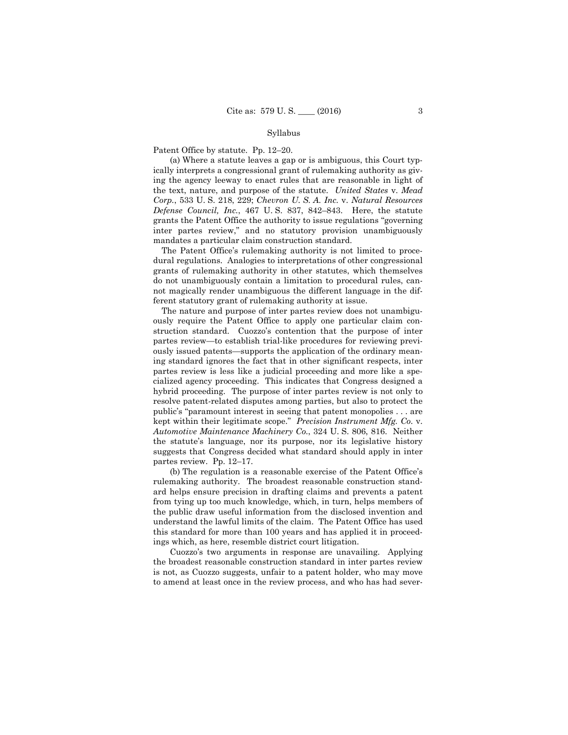Patent Office by statute. Pp. 12–20.

(a) Where a statute leaves a gap or is ambiguous, this Court typically interprets a congressional grant of rulemaking authority as giving the agency leeway to enact rules that are reasonable in light of the text, nature, and purpose of the statute. *United States* v. *Mead Corp.*, 533 U. S. 218, 229; *Chevron U. S. A. Inc.* v. *Natural Resources Defense Council, Inc.*, 467 U. S. 837, 842–843. Here, the statute grants the Patent Office the authority to issue regulations "governing inter partes review," and no statutory provision unambiguously mandates a particular claim construction standard.

The Patent Office's rulemaking authority is not limited to procedural regulations. Analogies to interpretations of other congressional grants of rulemaking authority in other statutes, which themselves do not unambiguously contain a limitation to procedural rules, cannot magically render unambiguous the different language in the different statutory grant of rulemaking authority at issue.

The nature and purpose of inter partes review does not unambiguously require the Patent Office to apply one particular claim construction standard. Cuozzo's contention that the purpose of inter partes review—to establish trial-like procedures for reviewing previously issued patents—supports the application of the ordinary meaning standard ignores the fact that in other significant respects, inter partes review is less like a judicial proceeding and more like a specialized agency proceeding. This indicates that Congress designed a hybrid proceeding. The purpose of inter partes review is not only to resolve patent-related disputes among parties, but also to protect the public's "paramount interest in seeing that patent monopolies . . . are kept within their legitimate scope." *Precision Instrument Mfg. Co.* v. *Automotive Maintenance Machinery Co.*, 324 U. S. 806, 816. Neither the statute's language, nor its purpose, nor its legislative history suggests that Congress decided what standard should apply in inter partes review. Pp. 12–17.

(b) The regulation is a reasonable exercise of the Patent Office's rulemaking authority. The broadest reasonable construction standard helps ensure precision in drafting claims and prevents a patent from tying up too much knowledge, which, in turn, helps members of the public draw useful information from the disclosed invention and understand the lawful limits of the claim. The Patent Office has used this standard for more than 100 years and has applied it in proceedings which, as here, resemble district court litigation.

Cuozzo's two arguments in response are unavailing. Applying the broadest reasonable construction standard in inter partes review is not, as Cuozzo suggests, unfair to a patent holder, who may move to amend at least once in the review process, and who has had sever-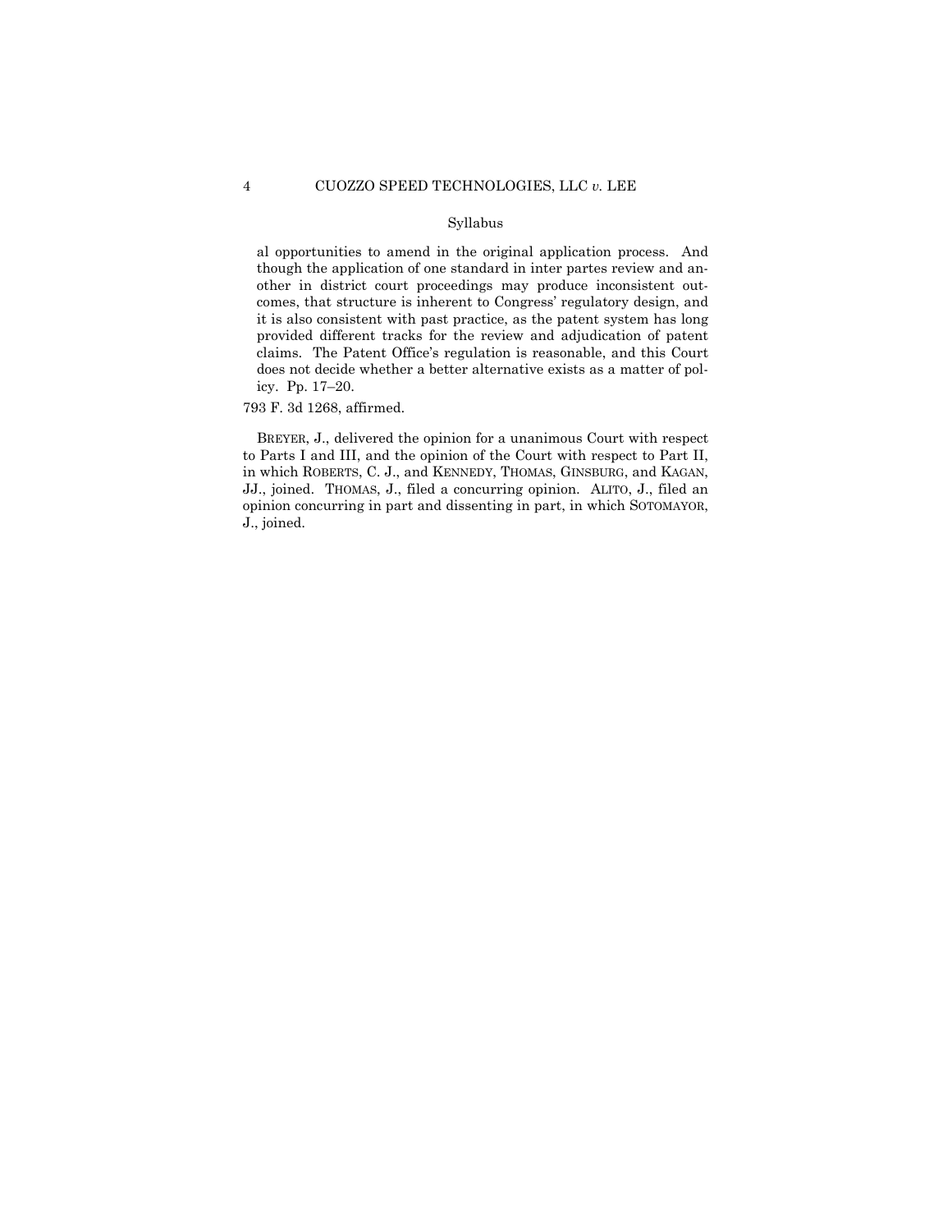al opportunities to amend in the original application process. And though the application of one standard in inter partes review and another in district court proceedings may produce inconsistent outcomes, that structure is inherent to Congress' regulatory design, and it is also consistent with past practice, as the patent system has long provided different tracks for the review and adjudication of patent claims. The Patent Office's regulation is reasonable, and this Court does not decide whether a better alternative exists as a matter of policy. Pp. 17–20.

793 F. 3d 1268, affirmed.

BREYER, J., delivered the opinion for a unanimous Court with respect to Parts I and III, and the opinion of the Court with respect to Part II, in which ROBERTS, C. J., and KENNEDY, THOMAS, GINSBURG, and KAGAN, JJ., joined. THOMAS, J., filed a concurring opinion. ALITO, J., filed an opinion concurring in part and dissenting in part, in which SOTOMAYOR, J., joined.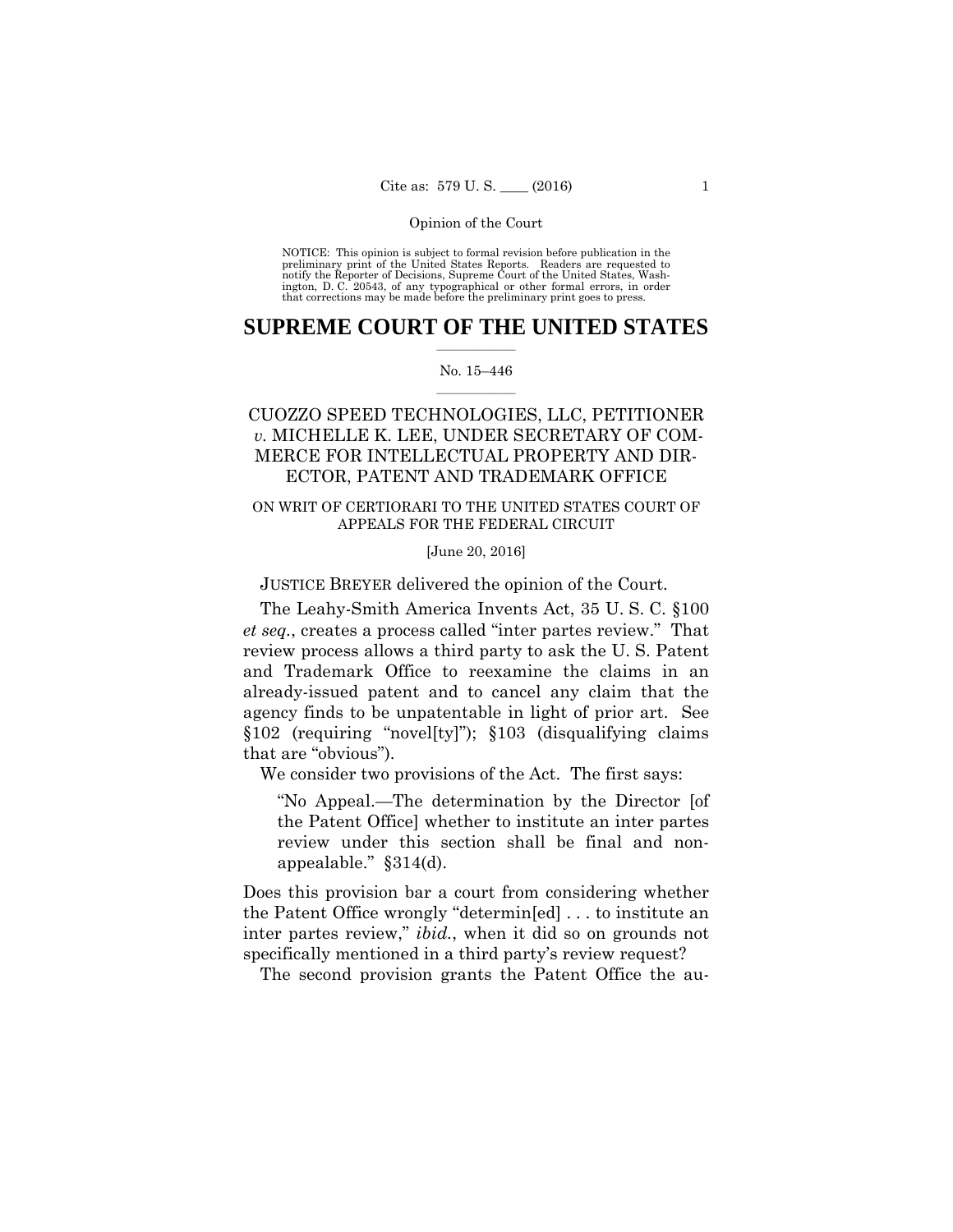Opinion of the Court

NOTICE: This opinion is subject to formal revision before publication in the preliminary print of the United States Reports. Readers are requested to notify the Reporter of Decisions, Supreme Court of the United States, Washington, D. C. 20543, of any typographical or other formal errors, in order that corrections may be made before the preliminary print goes to press.

# SUPREME COURT OF THE UNITED STATES

No. 15–446

## CUOZZO SPEED TECHNOLOGIES, LLC, PETITIONER *v.* MICHELLE K. LEE, UNDER SECRETARY OF COMMERCE FOR INTELLECTUAL PROPERTY AND DIRECTOR, PATENT AND TRADEMARK OFFICE

ON WRIT OF CERTIORARI TO THE UNITED STATES COURT OF APPEALS FOR THE FEDERAL CIRCUIT

[June 20, 2016]

JUSTICE BREYER delivered the opinion of the Court.

The Leahy-Smith America Invents Act, 35 U. S. C. §100 *et seq.*, creates a process called "inter partes review." That review process allows a third party to ask the U. S. Patent and Trademark Office to reexamine the claims in an already-issued patent and to cancel any claim that the agency finds to be unpatentable in light of prior art. See §102 (requiring "novel[ty]"); §103 (disqualifying claims that are "obvious").

We consider two provisions of the Act. The first says:

> "No Appeal.—The determination by the Director [of the Patent Office] whether to institute an inter partes review under this section shall be final and nonappealable." §314(d).

Does this provision bar a court from considering whether the Patent Office wrongly "determin[ed] . . . to institute an inter partes review," *ibid.*, when it did so on grounds not specifically mentioned in a third party's review request?

The second provision grants the Patent Office the au-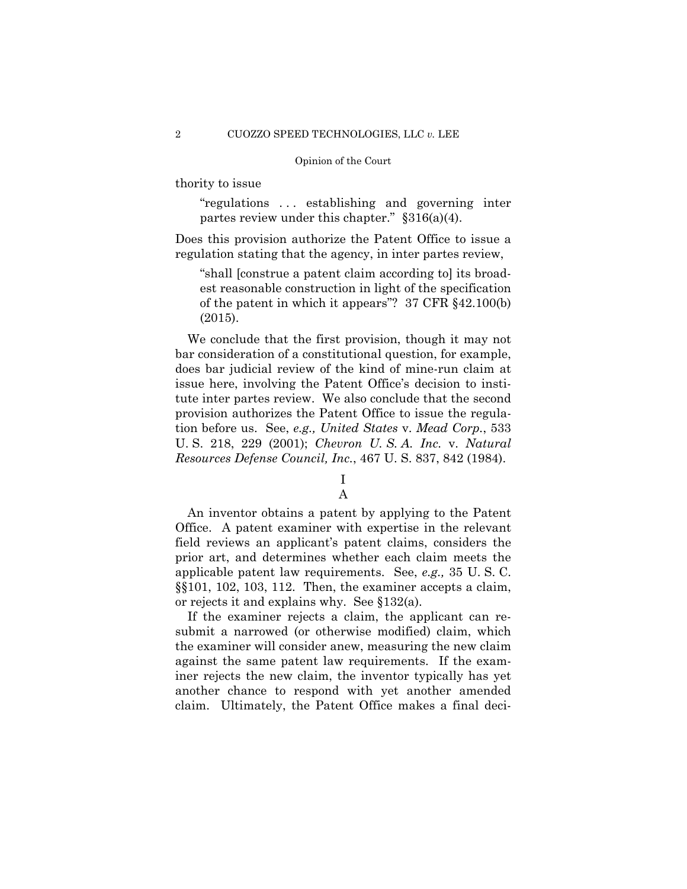thority to issue

> "regulations . . . establishing and governing inter partes review under this chapter." §316(a)(4).

Does this provision authorize the Patent Office to issue a regulation stating that the agency, in inter partes review,

> "shall [construe a patent claim according to] its broadest reasonable construction in light of the specification of the patent in which it appears"? 37 CFR §42.100(b) (2015).

We conclude that the first provision, though it may not bar consideration of a constitutional question, for example, does bar judicial review of the kind of mine-run claim at issue here, involving the Patent Office's decision to institute inter partes review. We also conclude that the second provision authorizes the Patent Office to issue the regulation before us. See, *e.g., United States* v. *Mead Corp.*, 533 U. S. 218, 229 (2001); *Chevron U. S. A. Inc.* v. *Natural Resources Defense Council, Inc.*, 467 U. S. 837, 842 (1984).

## I

### A

An inventor obtains a patent by applying to the Patent Office. A patent examiner with expertise in the relevant field reviews an applicant's patent claims, considers the prior art, and determines whether each claim meets the applicable patent law requirements. See, *e.g.,* 35 U. S. C. §§101, 102, 103, 112. Then, the examiner accepts a claim, or rejects it and explains why. See §132(a).

If the examiner rejects a claim, the applicant can resubmit a narrowed (or otherwise modified) claim, which the examiner will consider anew, measuring the new claim against the same patent law requirements. If the examiner rejects the new claim, the inventor typically has yet another chance to respond with yet another amended claim. Ultimately, the Patent Office makes a final deci-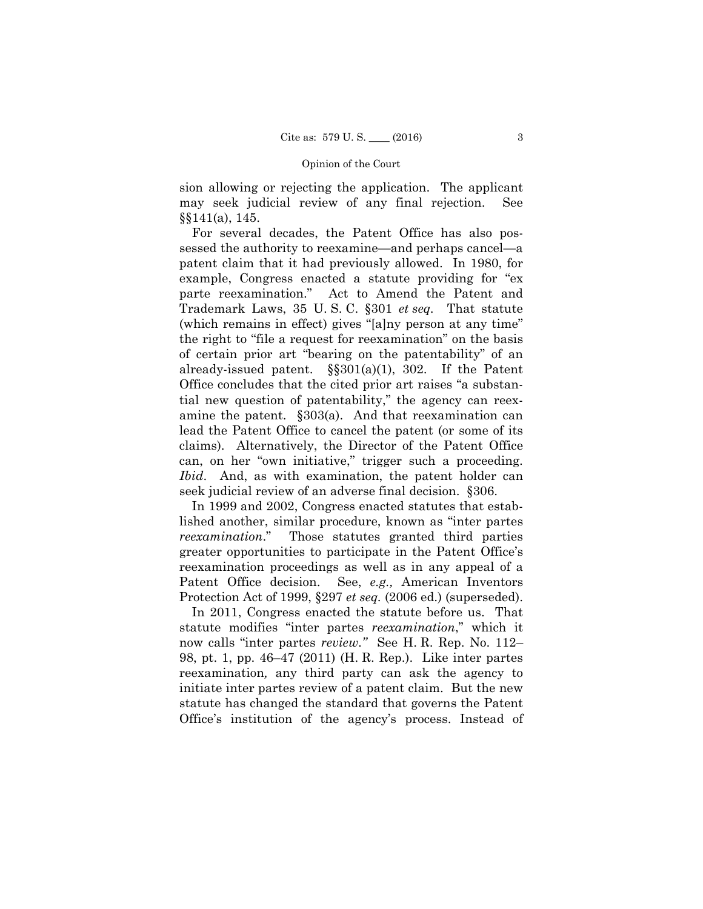sion allowing or rejecting the application. The applicant may seek judicial review of any final rejection. See §§141(a), 145.

For several decades, the Patent Office has also possessed the authority to reexamine—and perhaps cancel—a patent claim that it had previously allowed. In 1980, for example, Congress enacted a statute providing for "ex parte reexamination." Act to Amend the Patent and Trademark Laws, 35 U. S. C. §301 *et seq*. That statute (which remains in effect) gives "[a]ny person at any time" the right to "file a request for reexamination" on the basis of certain prior art "bearing on the patentability" of an already-issued patent. §§301(a)(1), 302. If the Patent Office concludes that the cited prior art raises "a substantial new question of patentability," the agency can reexamine the patent. §303(a). And that reexamination can lead the Patent Office to cancel the patent (or some of its claims). Alternatively, the Director of the Patent Office can, on her "own initiative," trigger such a proceeding. *Ibid*. And, as with examination, the patent holder can seek judicial review of an adverse final decision. §306.

In 1999 and 2002, Congress enacted statutes that established another, similar procedure, known as "inter partes *reexamination*." Those statutes granted third parties greater opportunities to participate in the Patent Office's reexamination proceedings as well as in any appeal of a Patent Office decision. See, *e.g.,* American Inventors Protection Act of 1999, §297 *et seq*. (2006 ed.) (superseded).

In 2011, Congress enacted the statute before us. That statute modifies "inter partes *reexamination*," which it now calls "inter partes *review*." See H. R. Rep. No. 112–98, pt. 1, pp. 46–47 (2011) (H. R. Rep.). Like inter partes reexamination*,* any third party can ask the agency to initiate inter partes review of a patent claim. But the new statute has changed the standard that governs the Patent Office's institution of the agency's process. Instead of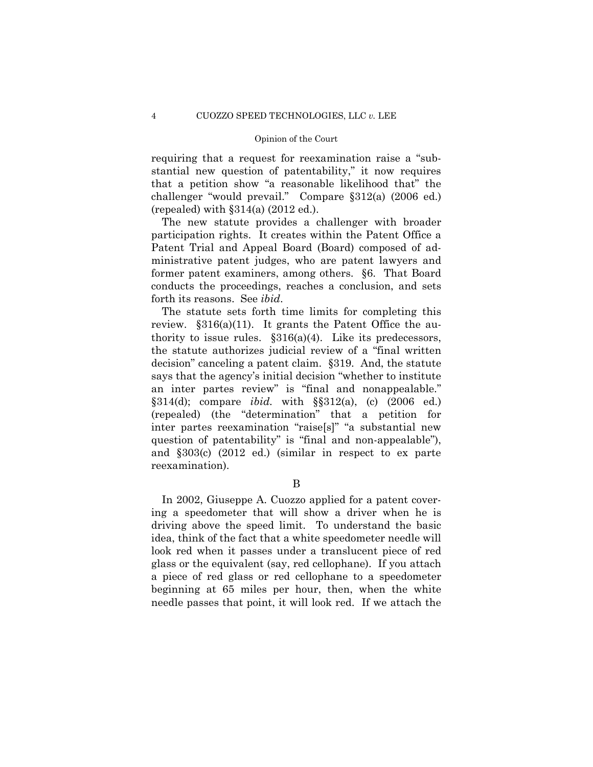requiring that a request for reexamination raise a "substantial new question of patentability," it now requires that a petition show "a reasonable likelihood that" the challenger "would prevail." Compare §312(a) (2006 ed.) (repealed) with §314(a) (2012 ed.).

The new statute provides a challenger with broader participation rights. It creates within the Patent Office a Patent Trial and Appeal Board (Board) composed of administrative patent judges, who are patent lawyers and former patent examiners, among others. §6. That Board conducts the proceedings, reaches a conclusion, and sets forth its reasons. See *ibid*.

The statute sets forth time limits for completing this review. §316(a)(11). It grants the Patent Office the authority to issue rules. §316(a)(4). Like its predecessors, the statute authorizes judicial review of a "final written decision" canceling a patent claim. §319. And, the statute says that the agency's initial decision "whether to institute an inter partes review" is "final and nonappealable." §314(d); compare *ibid.* with §§312(a), (c) (2006 ed.) (repealed) (the "determination" that a petition for inter partes reexamination "raise[s]" "a substantial new question of patentability" is "final and non-appealable"), and §303(c) (2012 ed.) (similar in respect to ex parte reexamination).

B

In 2002, Giuseppe A. Cuozzo applied for a patent covering a speedometer that will show a driver when he is driving above the speed limit. To understand the basic idea, think of the fact that a white speedometer needle will look red when it passes under a translucent piece of red glass or the equivalent (say, red cellophane). If you attach a piece of red glass or red cellophane to a speedometer beginning at 65 miles per hour, then, when the white needle passes that point, it will look red. If we attach the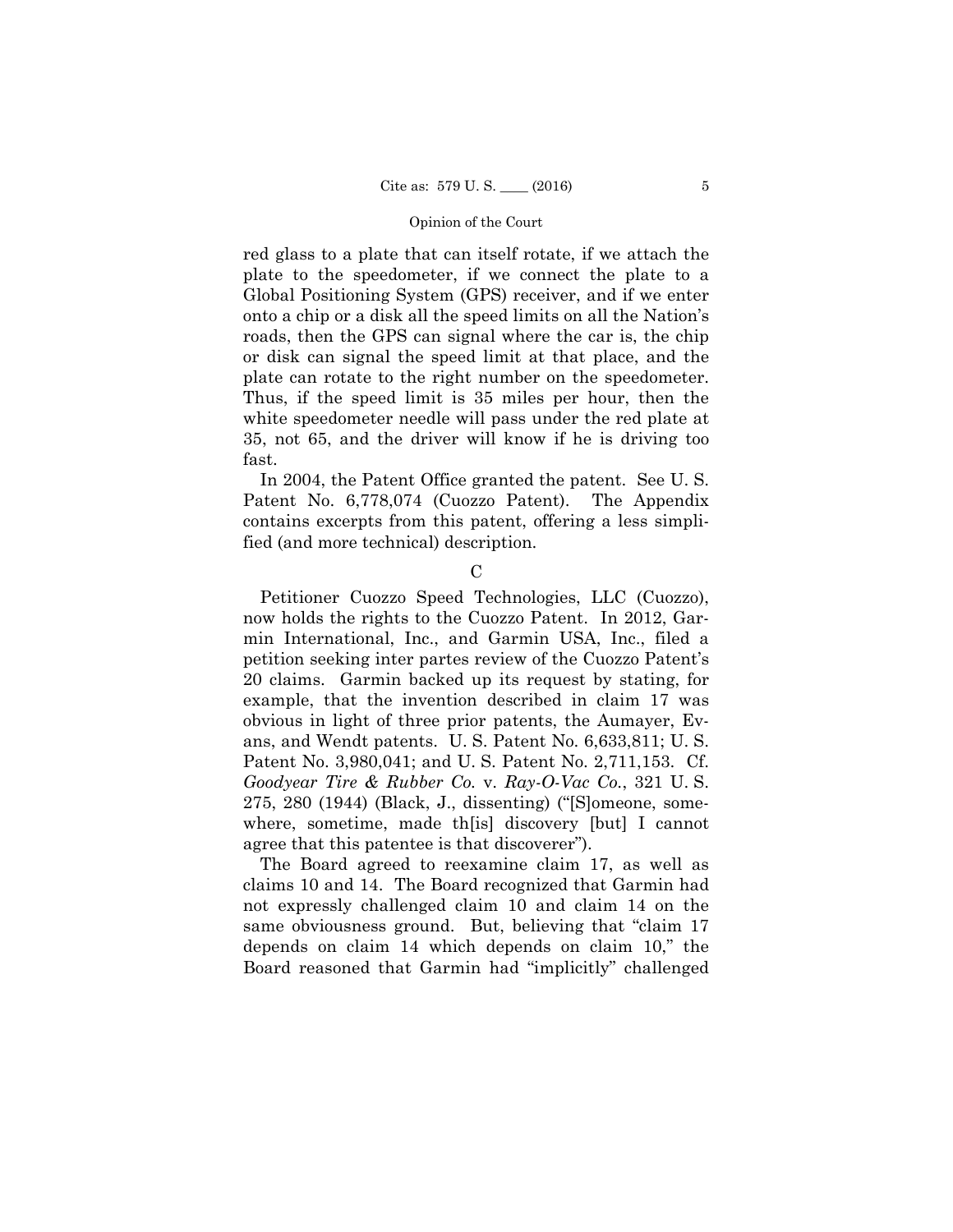red glass to a plate that can itself rotate, if we attach the plate to the speedometer, if we connect the plate to a Global Positioning System (GPS) receiver, and if we enter onto a chip or a disk all the speed limits on all the Nation's roads, then the GPS can signal where the car is, the chip or disk can signal the speed limit at that place, and the plate can rotate to the right number on the speedometer. Thus, if the speed limit is 35 miles per hour, then the white speedometer needle will pass under the red plate at 35, not 65, and the driver will know if he is driving too fast.

In 2004, the Patent Office granted the patent. See U. S. Patent No. 6,778,074 (Cuozzo Patent). The Appendix contains excerpts from this patent, offering a less simplified (and more technical) description.

C

Petitioner Cuozzo Speed Technologies, LLC (Cuozzo), now holds the rights to the Cuozzo Patent. In 2012, Garmin International, Inc., and Garmin USA, Inc., filed a petition seeking inter partes review of the Cuozzo Patent's 20 claims. Garmin backed up its request by stating, for example, that the invention described in claim 17 was obvious in light of three prior patents, the Aumayer, Evans, and Wendt patents. U. S. Patent No. 6,633,811; U. S. Patent No. 3,980,041; and U. S. Patent No. 2,711,153. Cf. *Goodyear Tire & Rubber Co.* v. *Ray-O-Vac Co.*, 321 U. S. 275, 280 (1944) (Black, J., dissenting) ("[S]omeone, somewhere, sometime, made th[is] discovery [but] I cannot agree that this patentee is that discoverer").

The Board agreed to reexamine claim 17, as well as claims 10 and 14. The Board recognized that Garmin had not expressly challenged claim 10 and claim 14 on the same obviousness ground. But, believing that "claim 17 depends on claim 14 which depends on claim 10," the Board reasoned that Garmin had "implicitly" challenged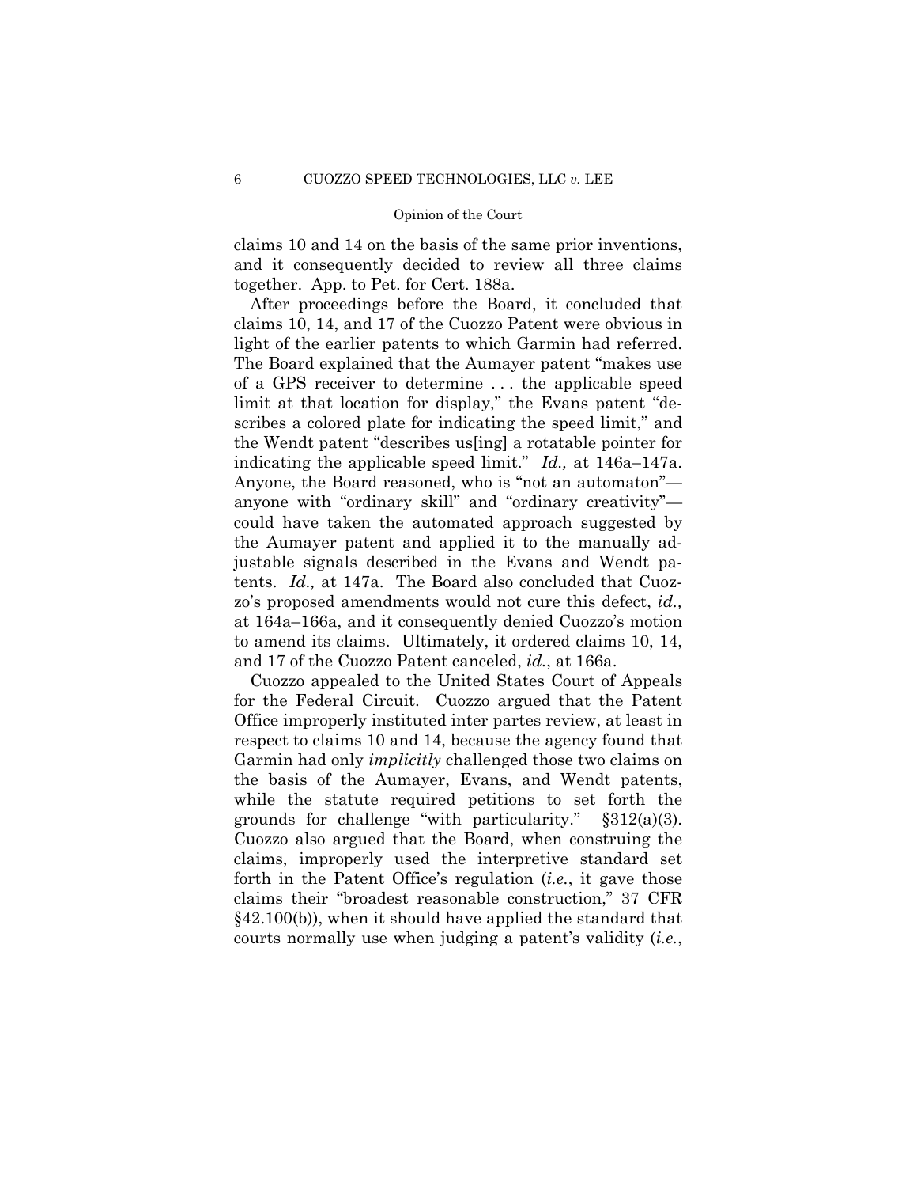claims 10 and 14 on the basis of the same prior inventions, and it consequently decided to review all three claims together. App. to Pet. for Cert. 188a.

After proceedings before the Board, it concluded that claims 10, 14, and 17 of the Cuozzo Patent were obvious in light of the earlier patents to which Garmin had referred. The Board explained that the Aumayer patent "makes use of a GPS receiver to determine . . . the applicable speed limit at that location for display," the Evans patent "describes a colored plate for indicating the speed limit," and the Wendt patent "describes us[ing] a rotatable pointer for indicating the applicable speed limit." *Id.,* at 146a–147a. Anyone, the Board reasoned, who is "not an automaton"—anyone with "ordinary skill" and "ordinary creativity"—could have taken the automated approach suggested by the Aumayer patent and applied it to the manually adjustable signals described in the Evans and Wendt patents. *Id.,* at 147a. The Board also concluded that Cuozzo's proposed amendments would not cure this defect, *id.,* at 164a–166a, and it consequently denied Cuozzo's motion to amend its claims. Ultimately, it ordered claims 10, 14, and 17 of the Cuozzo Patent canceled, *id.*, at 166a.

Cuozzo appealed to the United States Court of Appeals for the Federal Circuit. Cuozzo argued that the Patent Office improperly instituted inter partes review, at least in respect to claims 10 and 14, because the agency found that Garmin had only *implicitly* challenged those two claims on the basis of the Aumayer, Evans, and Wendt patents, while the statute required petitions to set forth the grounds for challenge "with particularity." §312(a)(3). Cuozzo also argued that the Board, when construing the claims, improperly used the interpretive standard set forth in the Patent Office's regulation (*i.e.*, it gave those claims their "broadest reasonable construction," 37 CFR §42.100(b)), when it should have applied the standard that courts normally use when judging a patent's validity (*i.e.*,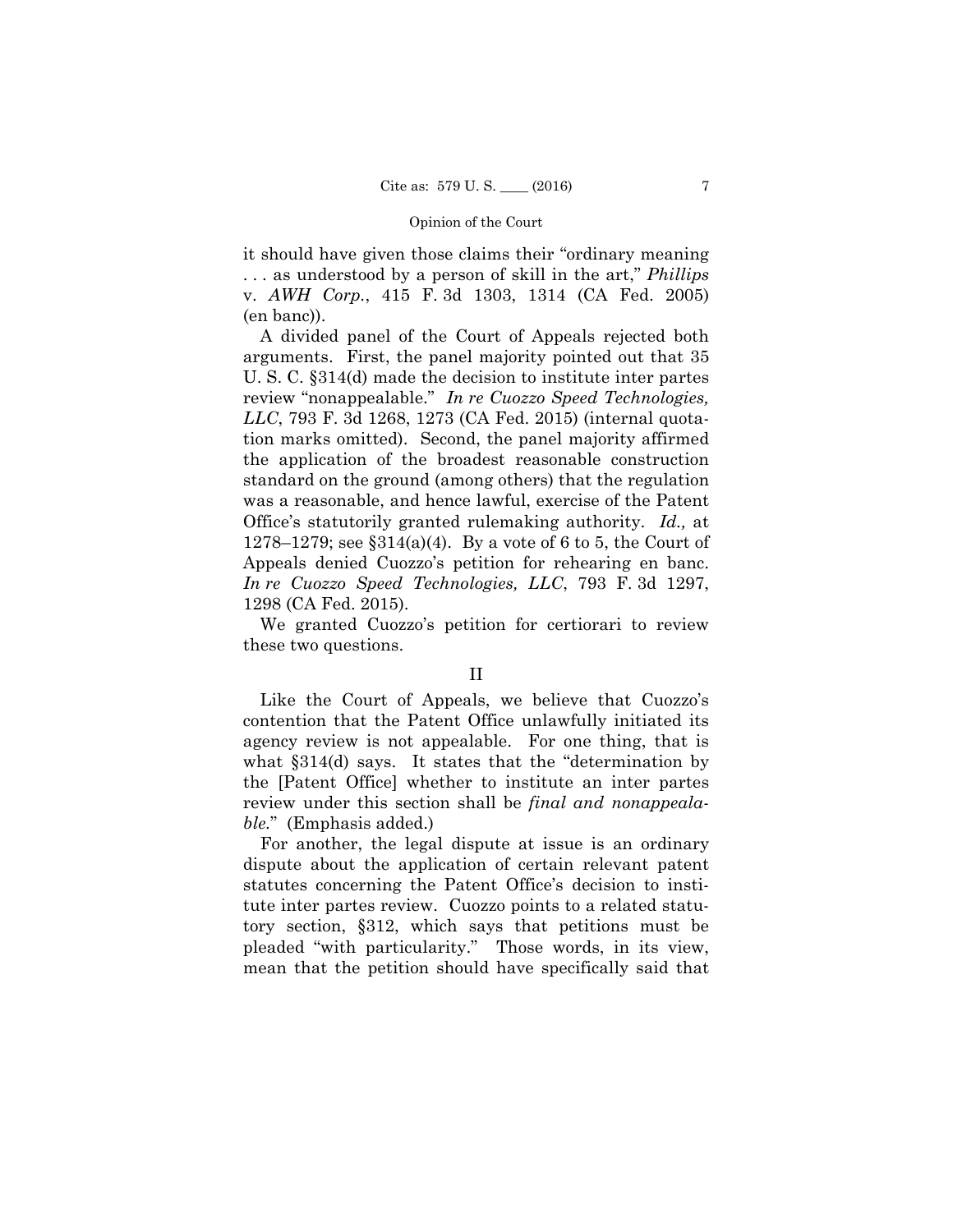it should have given those claims their "ordinary meaning . . . as understood by a person of skill in the art," *Phillips* v. *AWH Corp.*, 415 F. 3d 1303, 1314 (CA Fed. 2005) (en banc)).

A divided panel of the Court of Appeals rejected both arguments. First, the panel majority pointed out that 35 U. S. C. §314(d) made the decision to institute inter partes review "nonappealable." *In re Cuozzo Speed Technologies, LLC*, 793 F. 3d 1268, 1273 (CA Fed. 2015) (internal quotation marks omitted). Second, the panel majority affirmed the application of the broadest reasonable construction standard on the ground (among others) that the regulation was a reasonable, and hence lawful, exercise of the Patent Office's statutorily granted rulemaking authority. *Id.,* at 1278–1279; see §314(a)(4). By a vote of 6 to 5, the Court of Appeals denied Cuozzo's petition for rehearing en banc. *In re Cuozzo Speed Technologies, LLC*, 793 F. 3d 1297, 1298 (CA Fed. 2015).

We granted Cuozzo's petition for certiorari to review these two questions.

## II

Like the Court of Appeals, we believe that Cuozzo's contention that the Patent Office unlawfully initiated its agency review is not appealable. For one thing, that is what §314(d) says. It states that the "determination by the [Patent Office] whether to institute an inter partes review under this section shall be *final and nonappealable*." (Emphasis added.)

For another, the legal dispute at issue is an ordinary dispute about the application of certain relevant patent statutes concerning the Patent Office's decision to institute inter partes review. Cuozzo points to a related statutory section, §312, which says that petitions must be pleaded "with particularity." Those words, in its view, mean that the petition should have specifically said that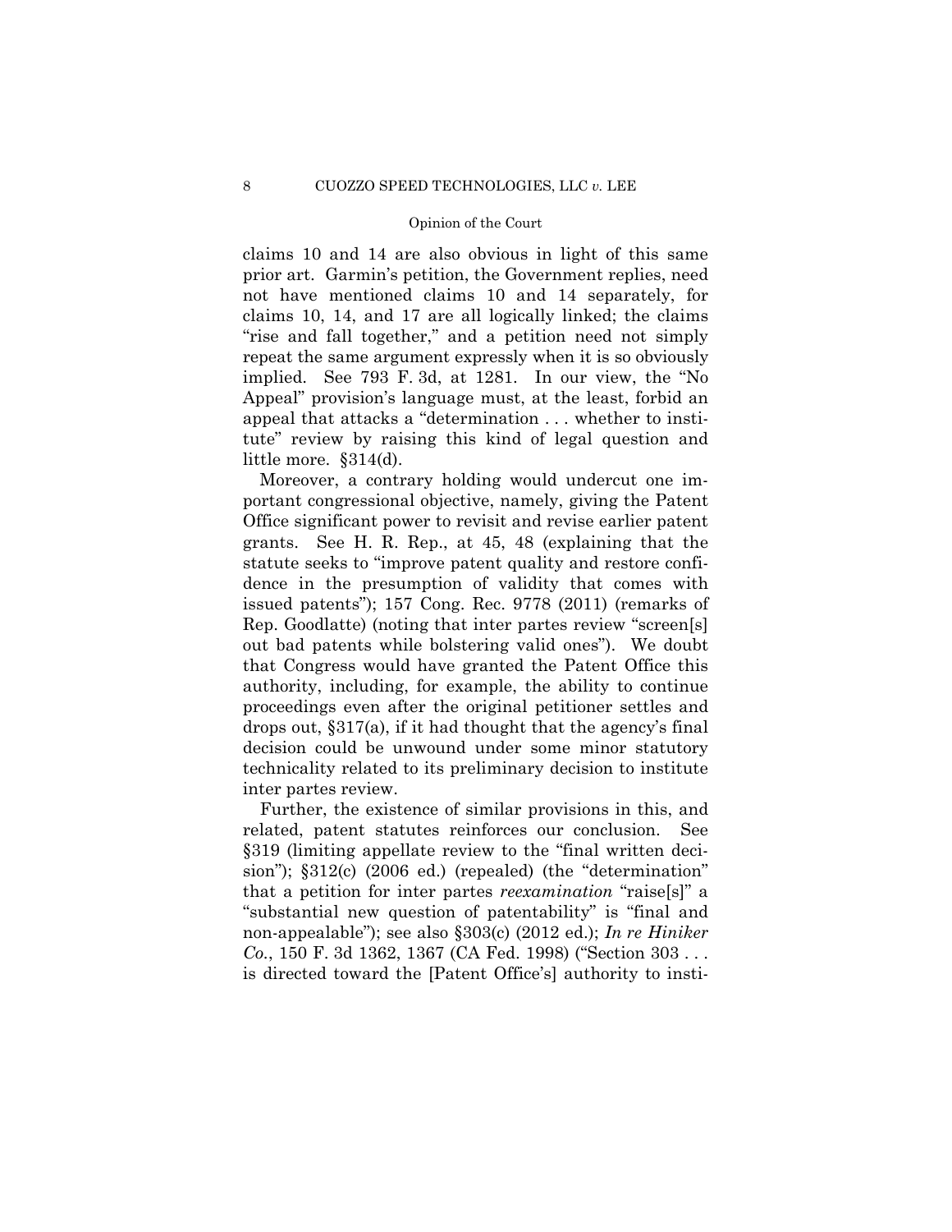claims 10 and 14 are also obvious in light of this same prior art. Garmin's petition, the Government replies, need not have mentioned claims 10 and 14 separately, for claims 10, 14, and 17 are all logically linked; the claims "rise and fall together," and a petition need not simply repeat the same argument expressly when it is so obviously implied. See 793 F. 3d, at 1281. In our view, the "No Appeal" provision's language must, at the least, forbid an appeal that attacks a "determination . . . whether to institute" review by raising this kind of legal question and little more. §314(d).

Moreover, a contrary holding would undercut one important congressional objective, namely, giving the Patent Office significant power to revisit and revise earlier patent grants. See H. R. Rep., at 45, 48 (explaining that the statute seeks to "improve patent quality and restore confidence in the presumption of validity that comes with issued patents"); 157 Cong. Rec. 9778 (2011) (remarks of Rep. Goodlatte) (noting that inter partes review "screen[s] out bad patents while bolstering valid ones"). We doubt that Congress would have granted the Patent Office this authority, including, for example, the ability to continue proceedings even after the original petitioner settles and drops out, §317(a), if it had thought that the agency's final decision could be unwound under some minor statutory technicality related to its preliminary decision to institute inter partes review.

Further, the existence of similar provisions in this, and related, patent statutes reinforces our conclusion. See §319 (limiting appellate review to the "final written decision"); §312(c) (2006 ed.) (repealed) (the "determination" that a petition for inter partes *reexamination* "raise[s]" a "substantial new question of patentability" is "final and non-appealable"); see also §303(c) (2012 ed.); *In re Hiniker Co.*, 150 F. 3d 1362, 1367 (CA Fed. 1998) ("Section 303 . . . is directed toward the [Patent Office's] authority to insti-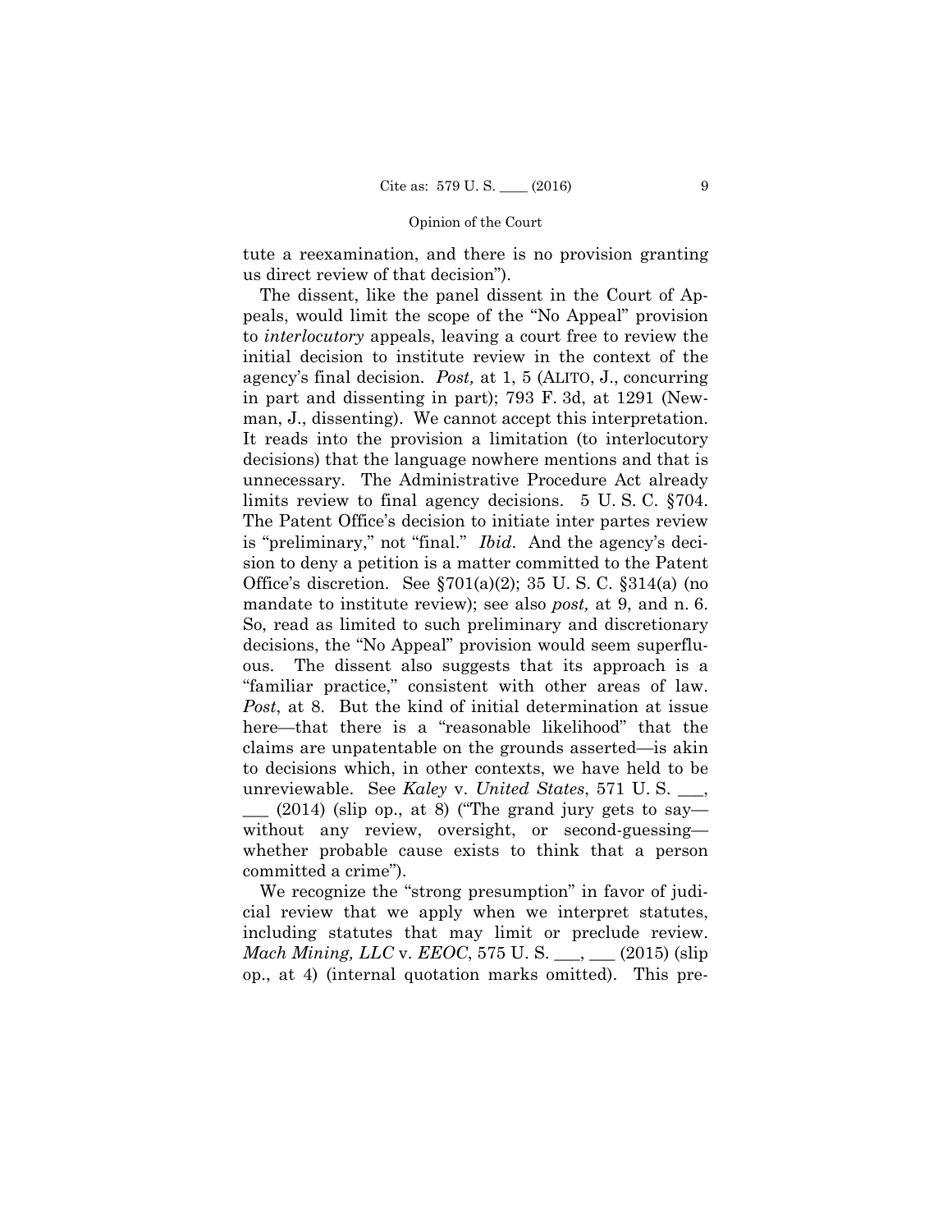tute a reexamination, and there is no provision granting us direct review of that decision").

The dissent, like the panel dissent in the Court of Appeals, would limit the scope of the "No Appeal" provision to *interlocutory* appeals, leaving a court free to review the initial decision to institute review in the context of the agency's final decision. *Post,* at 1, 5 (ALITO, J., concurring in part and dissenting in part); 793 F. 3d, at 1291 (Newman, J., dissenting). We cannot accept this interpretation. It reads into the provision a limitation (to interlocutory decisions) that the language nowhere mentions and that is unnecessary. The Administrative Procedure Act already limits review to final agency decisions. 5 U. S. C. §704. The Patent Office's decision to initiate inter partes review is "preliminary," not "final." *Ibid*. And the agency's decision to deny a petition is a matter committed to the Patent Office's discretion. See §701(a)(2); 35 U. S. C. §314(a) (no mandate to institute review); see also *post,* at 9, and n. 6. So, read as limited to such preliminary and discretionary decisions, the "No Appeal" provision would seem superfluous. The dissent also suggests that its approach is a "familiar practice," consistent with other areas of law. *Post*, at 8. But the kind of initial determination at issue here—that there is a "reasonable likelihood" that the claims are unpatentable on the grounds asserted—is akin to decisions which, in other contexts, we have held to be unreviewable. See *Kaley* v. *United States*, 571 U. S. ___, ___ (2014) (slip op., at 8) ("The grand jury gets to say—without any review, oversight, or second-guessing—whether probable cause exists to think that a person committed a crime").

We recognize the "strong presumption" in favor of judicial review that we apply when we interpret statutes, including statutes that may limit or preclude review. *Mach Mining, LLC* v. *EEOC*, 575 U. S. ___, ___ (2015) (slip op., at 4) (internal quotation marks omitted). This pre-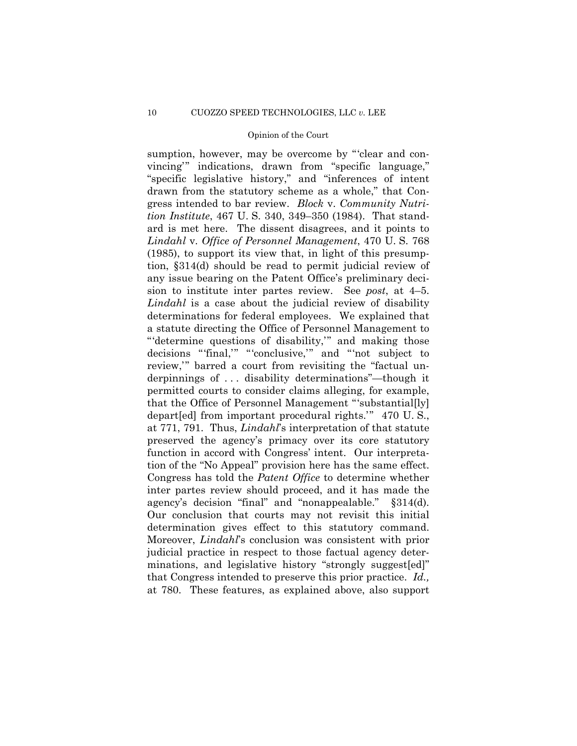sumption, however, may be overcome by "'clear and convincing'" indications, drawn from "specific language," "specific legislative history," and "inferences of intent drawn from the statutory scheme as a whole," that Congress intended to bar review. *Block* v. *Community Nutrition Institute*, 467 U. S. 340, 349–350 (1984). That standard is met here. The dissent disagrees, and it points to *Lindahl* v. *Office of Personnel Management*, 470 U. S. 768 (1985), to support its view that, in light of this presumption, §314(d) should be read to permit judicial review of any issue bearing on the Patent Office's preliminary decision to institute inter partes review. See *post*, at 4–5. *Lindahl* is a case about the judicial review of disability determinations for federal employees. We explained that a statute directing the Office of Personnel Management to "'determine questions of disability,'" and making those decisions "'final,'" "'conclusive,'" and "'not subject to review,'" barred a court from revisiting the "factual underpinnings of . . . disability determinations"—though it permitted courts to consider claims alleging, for example, that the Office of Personnel Management "'substantial[ly] depart[ed] from important procedural rights.'" 470 U. S., at 771, 791. Thus, *Lindahl*'s interpretation of that statute preserved the agency's primacy over its core statutory function in accord with Congress' intent. Our interpretation of the "No Appeal" provision here has the same effect. Congress has told the *Patent Office* to determine whether inter partes review should proceed, and it has made the agency's decision "final" and "nonappealable." §314(d). Our conclusion that courts may not revisit this initial determination gives effect to this statutory command. Moreover, *Lindahl*'s conclusion was consistent with prior judicial practice in respect to those factual agency determinations, and legislative history "strongly suggest[ed]" that Congress intended to preserve this prior practice. *Id.,* at 780. These features, as explained above, also support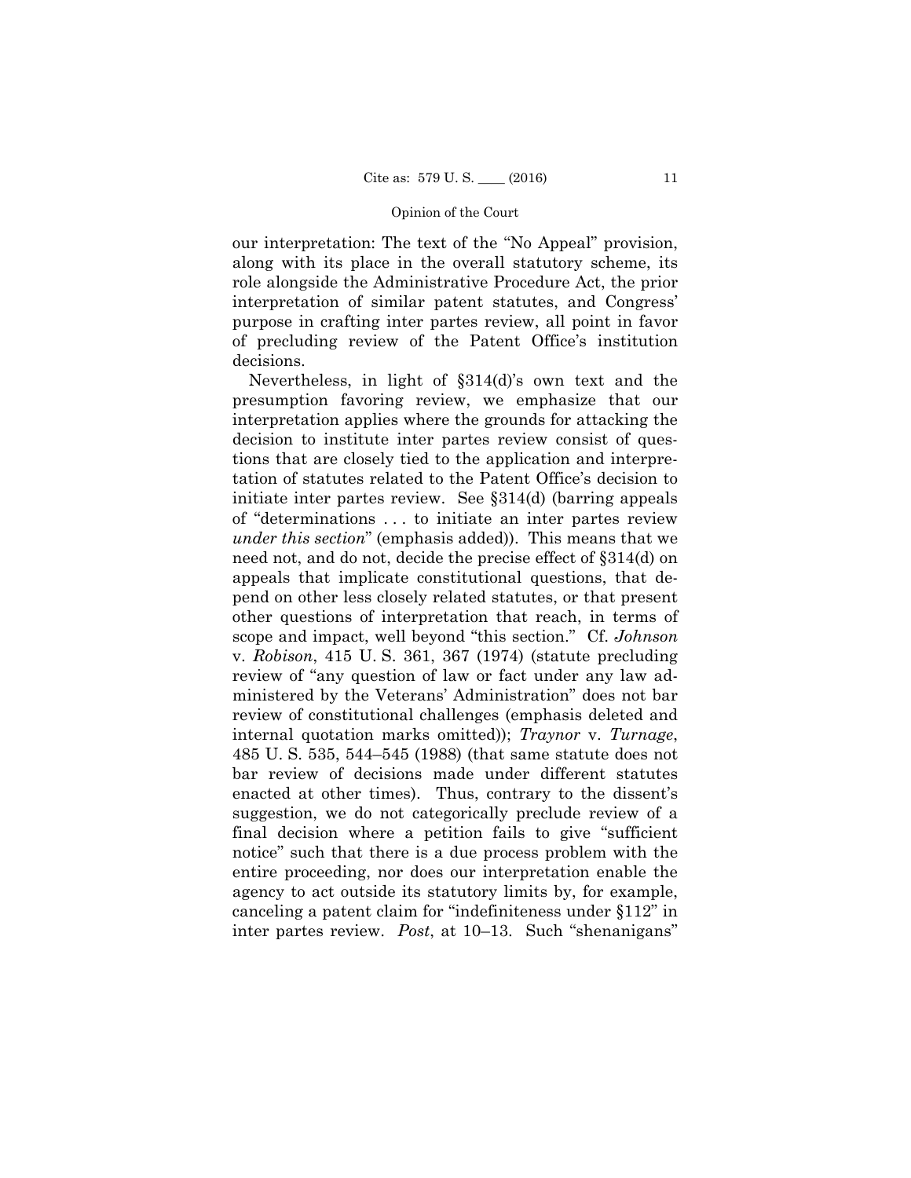our interpretation: The text of the "No Appeal" provision, along with its place in the overall statutory scheme, its role alongside the Administrative Procedure Act, the prior interpretation of similar patent statutes, and Congress' purpose in crafting inter partes review, all point in favor of precluding review of the Patent Office's institution decisions.

Nevertheless, in light of §314(d)'s own text and the presumption favoring review, we emphasize that our interpretation applies where the grounds for attacking the decision to institute inter partes review consist of questions that are closely tied to the application and interpretation of statutes related to the Patent Office's decision to initiate inter partes review. See §314(d) (barring appeals of "determinations . . . to initiate an inter partes review *under this section*" (emphasis added)). This means that we need not, and do not, decide the precise effect of §314(d) on appeals that implicate constitutional questions, that depend on other less closely related statutes, or that present other questions of interpretation that reach, in terms of scope and impact, well beyond "this section." Cf. *Johnson* v. *Robison*, 415 U. S. 361, 367 (1974) (statute precluding review of "any question of law or fact under any law administered by the Veterans' Administration" does not bar review of constitutional challenges (emphasis deleted and internal quotation marks omitted)); *Traynor* v. *Turnage*, 485 U. S. 535, 544–545 (1988) (that same statute does not bar review of decisions made under different statutes enacted at other times). Thus, contrary to the dissent's suggestion, we do not categorically preclude review of a final decision where a petition fails to give "sufficient notice" such that there is a due process problem with the entire proceeding, nor does our interpretation enable the agency to act outside its statutory limits by, for example, canceling a patent claim for "indefiniteness under §112" in inter partes review. *Post*, at 10–13. Such "shenanigans"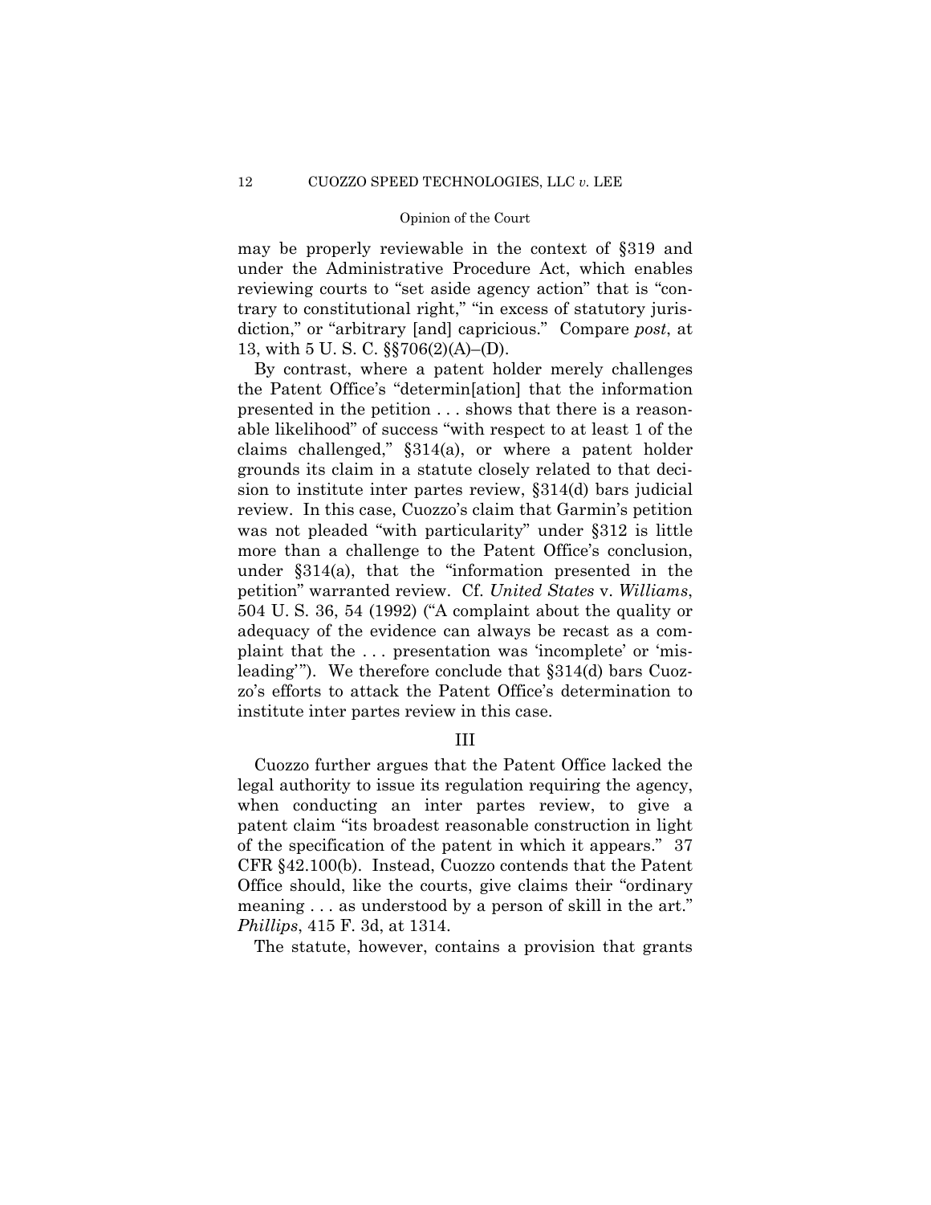may be properly reviewable in the context of §319 and under the Administrative Procedure Act, which enables reviewing courts to "set aside agency action" that is "contrary to constitutional right," "in excess of statutory jurisdiction," or "arbitrary [and] capricious." Compare *post*, at 13, with 5 U. S. C. §§706(2)(A)–(D).

By contrast, where a patent holder merely challenges the Patent Office's "determin[ation] that the information presented in the petition . . . shows that there is a reasonable likelihood" of success "with respect to at least 1 of the claims challenged," §314(a), or where a patent holder grounds its claim in a statute closely related to that decision to institute inter partes review, §314(d) bars judicial review. In this case, Cuozzo's claim that Garmin's petition was not pleaded "with particularity" under §312 is little more than a challenge to the Patent Office's conclusion, under §314(a), that the "information presented in the petition" warranted review. Cf. *United States* v. *Williams*, 504 U. S. 36, 54 (1992) ("A complaint about the quality or adequacy of the evidence can always be recast as a complaint that the . . . presentation was 'incomplete' or 'misleading'"). We therefore conclude that §314(d) bars Cuozzo's efforts to attack the Patent Office's determination to institute inter partes review in this case.

## III

Cuozzo further argues that the Patent Office lacked the legal authority to issue its regulation requiring the agency, when conducting an inter partes review, to give a patent claim "its broadest reasonable construction in light of the specification of the patent in which it appears." 37 CFR §42.100(b). Instead, Cuozzo contends that the Patent Office should, like the courts, give claims their "ordinary meaning . . . as understood by a person of skill in the art." *Phillips*, 415 F. 3d, at 1314.

The statute, however, contains a provision that grants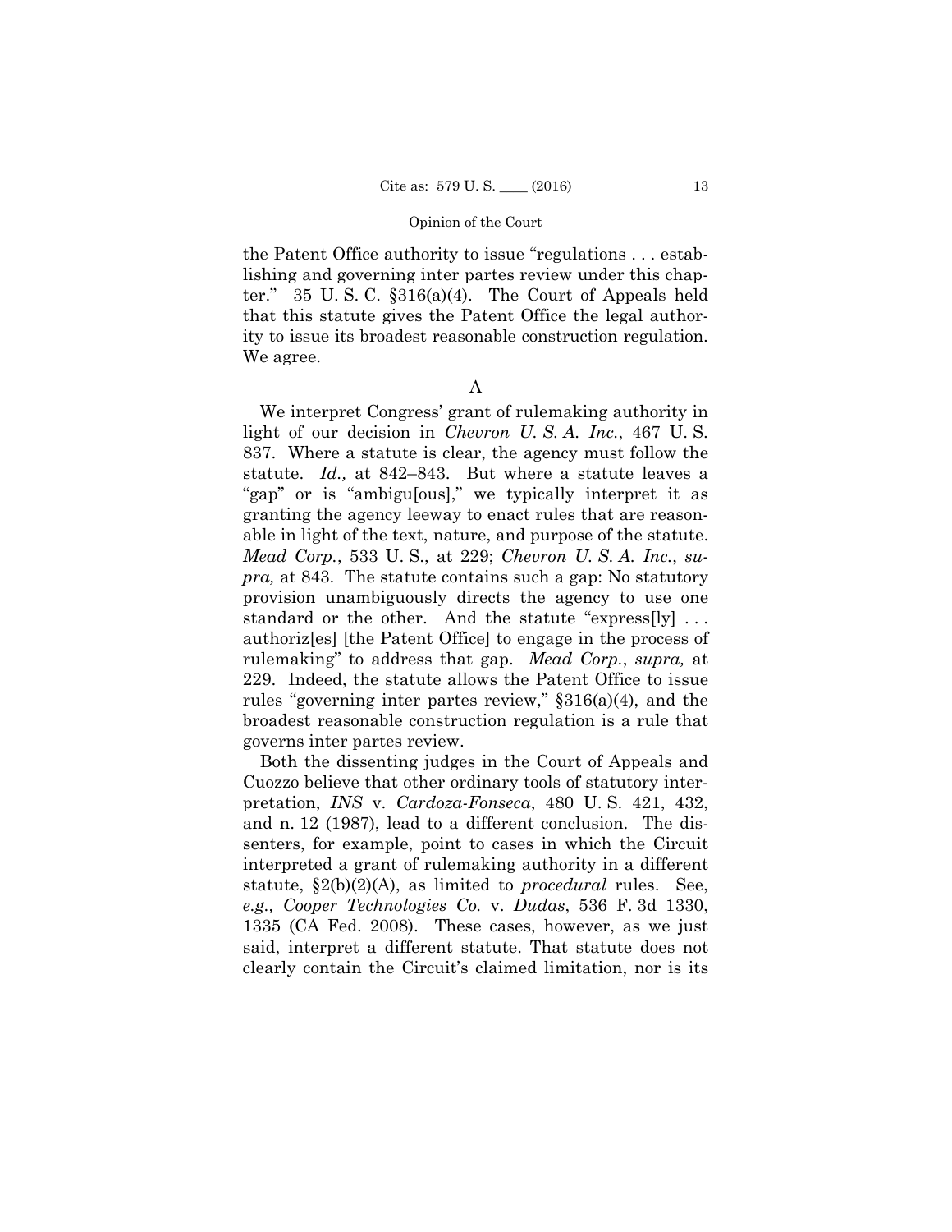the Patent Office authority to issue "regulations . . . establishing and governing inter partes review under this chapter." 35 U. S. C. §316(a)(4). The Court of Appeals held that this statute gives the Patent Office the legal authority to issue its broadest reasonable construction regulation. We agree.

### A

We interpret Congress' grant of rulemaking authority in light of our decision in *Chevron U. S. A. Inc.*, 467 U. S. 837. Where a statute is clear, the agency must follow the statute. *Id.,* at 842–843. But where a statute leaves a "gap" or is "ambigu[ous]," we typically interpret it as granting the agency leeway to enact rules that are reasonable in light of the text, nature, and purpose of the statute. *Mead Corp.*, 533 U. S., at 229; *Chevron U. S. A. Inc.*, *supra,* at 843. The statute contains such a gap: No statutory provision unambiguously directs the agency to use one standard or the other. And the statute "express[ly] . . . authoriz[es] [the Patent Office] to engage in the process of rulemaking" to address that gap. *Mead Corp.*, *supra,* at 229. Indeed, the statute allows the Patent Office to issue rules "governing inter partes review," §316(a)(4), and the broadest reasonable construction regulation is a rule that governs inter partes review.

Both the dissenting judges in the Court of Appeals and Cuozzo believe that other ordinary tools of statutory interpretation, *INS* v. *Cardoza-Fonseca*, 480 U. S. 421, 432, and n. 12 (1987), lead to a different conclusion. The dissenters, for example, point to cases in which the Circuit interpreted a grant of rulemaking authority in a different statute, §2(b)(2)(A), as limited to *procedural* rules. See, *e.g., Cooper Technologies Co.* v. *Dudas*, 536 F. 3d 1330, 1335 (CA Fed. 2008). These cases, however, as we just said, interpret a different statute. That statute does not clearly contain the Circuit's claimed limitation, nor is its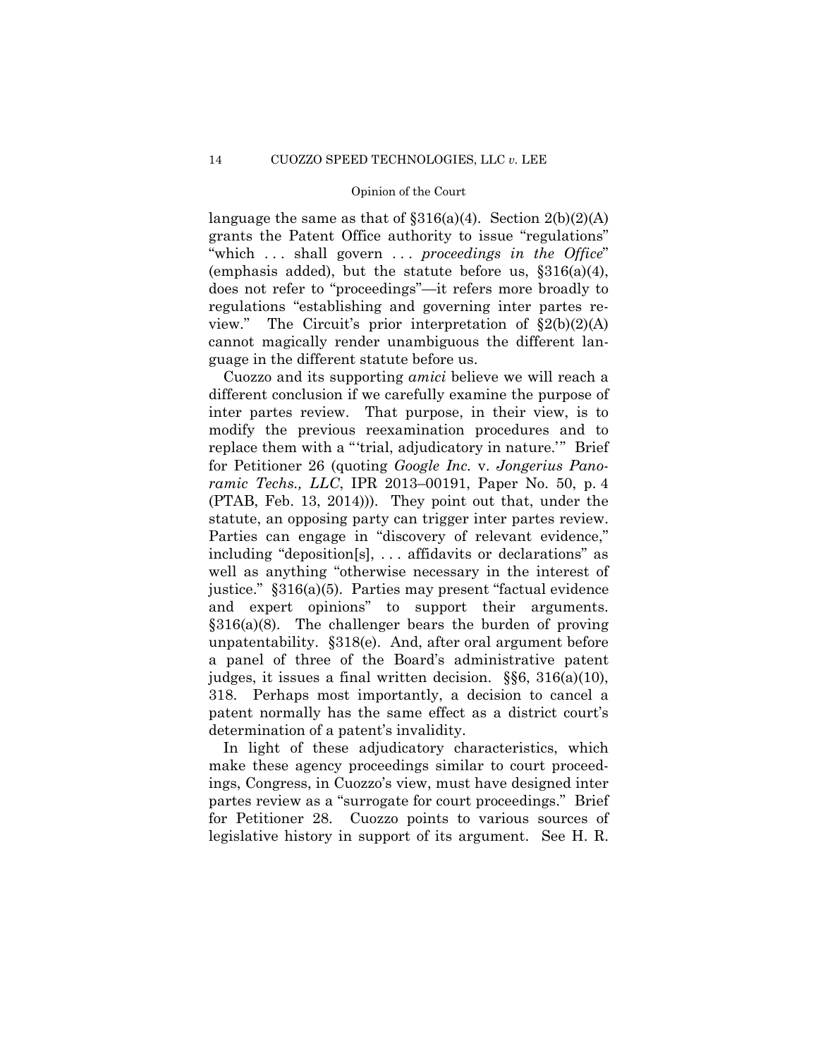language the same as that of §316(a)(4). Section 2(b)(2)(A) grants the Patent Office authority to issue "regulations" "which . . . shall govern . . . *proceedings in the Office*" (emphasis added), but the statute before us, §316(a)(4), does not refer to "proceedings"—it refers more broadly to regulations "establishing and governing inter partes review." The Circuit's prior interpretation of §2(b)(2)(A) cannot magically render unambiguous the different language in the different statute before us.

Cuozzo and its supporting *amici* believe we will reach a different conclusion if we carefully examine the purpose of inter partes review. That purpose, in their view, is to modify the previous reexamination procedures and to replace them with a "'trial, adjudicatory in nature.'" Brief for Petitioner 26 (quoting *Google Inc.* v. *Jongerius Panoramic Techs., LLC*, IPR 2013–00191, Paper No. 50, p. 4 (PTAB, Feb. 13, 2014))). They point out that, under the statute, an opposing party can trigger inter partes review. Parties can engage in "discovery of relevant evidence," including "deposition[s], . . . affidavits or declarations" as well as anything "otherwise necessary in the interest of justice." §316(a)(5). Parties may present "factual evidence and expert opinions" to support their arguments. §316(a)(8). The challenger bears the burden of proving unpatentability. §318(e). And, after oral argument before a panel of three of the Board's administrative patent judges, it issues a final written decision. §§6, 316(a)(10), 318. Perhaps most importantly, a decision to cancel a patent normally has the same effect as a district court's determination of a patent's invalidity.

In light of these adjudicatory characteristics, which make these agency proceedings similar to court proceedings, Congress, in Cuozzo's view, must have designed inter partes review as a "surrogate for court proceedings." Brief for Petitioner 28. Cuozzo points to various sources of legislative history in support of its argument. See H. R.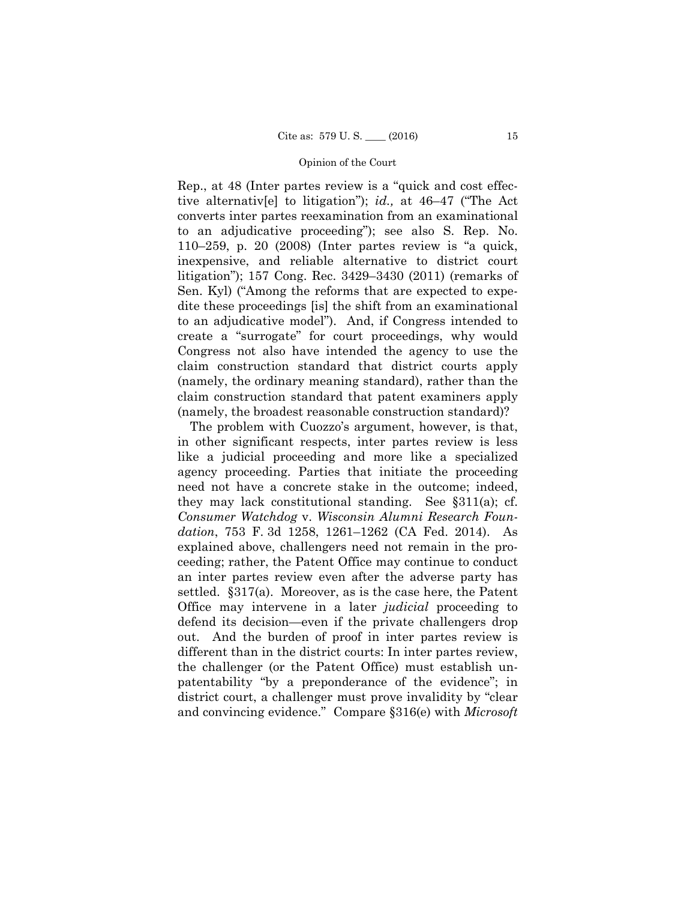Rep., at 48 (Inter partes review is a "quick and cost effective alternativ[e] to litigation"); *id.,* at 46–47 ("The Act converts inter partes reexamination from an examinational to an adjudicative proceeding"); see also S. Rep. No. 110–259, p. 20 (2008) (Inter partes review is "a quick, inexpensive, and reliable alternative to district court litigation"); 157 Cong. Rec. 3429–3430 (2011) (remarks of Sen. Kyl) ("Among the reforms that are expected to expedite these proceedings [is] the shift from an examinational to an adjudicative model"). And, if Congress intended to create a "surrogate" for court proceedings, why would Congress not also have intended the agency to use the claim construction standard that district courts apply (namely, the ordinary meaning standard), rather than the claim construction standard that patent examiners apply (namely, the broadest reasonable construction standard)?

The problem with Cuozzo's argument, however, is that, in other significant respects, inter partes review is less like a judicial proceeding and more like a specialized agency proceeding. Parties that initiate the proceeding need not have a concrete stake in the outcome; indeed, they may lack constitutional standing. See §311(a); cf. *Consumer Watchdog* v. *Wisconsin Alumni Research Foundation*, 753 F. 3d 1258, 1261–1262 (CA Fed. 2014). As explained above, challengers need not remain in the proceeding; rather, the Patent Office may continue to conduct an inter partes review even after the adverse party has settled. §317(a). Moreover, as is the case here, the Patent Office may intervene in a later *judicial* proceeding to defend its decision—even if the private challengers drop out. And the burden of proof in inter partes review is different than in the district courts: In inter partes review, the challenger (or the Patent Office) must establish unpatentability "by a preponderance of the evidence"; in district court, a challenger must prove invalidity by "clear and convincing evidence." Compare §316(e) with *Microsoft*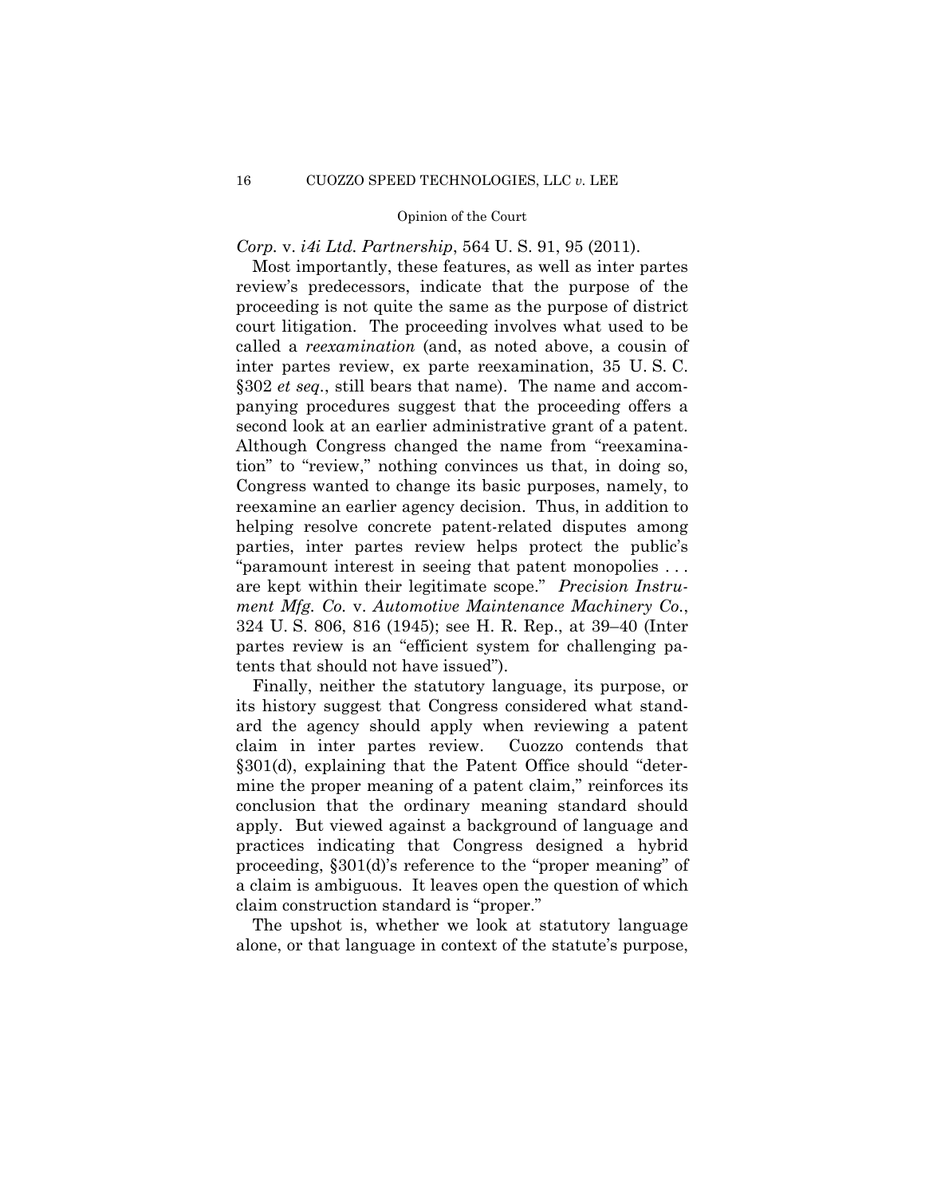*Corp.* v. *i4i Ltd. Partnership*, 564 U. S. 91, 95 (2011).

Most importantly, these features, as well as inter partes review's predecessors, indicate that the purpose of the proceeding is not quite the same as the purpose of district court litigation. The proceeding involves what used to be called a *reexamination* (and, as noted above, a cousin of inter partes review, ex parte reexamination, 35 U. S. C. §302 *et seq*., still bears that name). The name and accompanying procedures suggest that the proceeding offers a second look at an earlier administrative grant of a patent. Although Congress changed the name from "reexamination" to "review," nothing convinces us that, in doing so, Congress wanted to change its basic purposes, namely, to reexamine an earlier agency decision. Thus, in addition to helping resolve concrete patent-related disputes among parties, inter partes review helps protect the public's "paramount interest in seeing that patent monopolies . . . are kept within their legitimate scope." *Precision Instrument Mfg. Co.* v. *Automotive Maintenance Machinery Co.*, 324 U. S. 806, 816 (1945); see H. R. Rep., at 39–40 (Inter partes review is an "efficient system for challenging patents that should not have issued").

Finally, neither the statutory language, its purpose, or its history suggest that Congress considered what standard the agency should apply when reviewing a patent claim in inter partes review. Cuozzo contends that §301(d), explaining that the Patent Office should "determine the proper meaning of a patent claim," reinforces its conclusion that the ordinary meaning standard should apply. But viewed against a background of language and practices indicating that Congress designed a hybrid proceeding, §301(d)'s reference to the "proper meaning" of a claim is ambiguous. It leaves open the question of which claim construction standard is "proper."

The upshot is, whether we look at statutory language alone, or that language in context of the statute's purpose,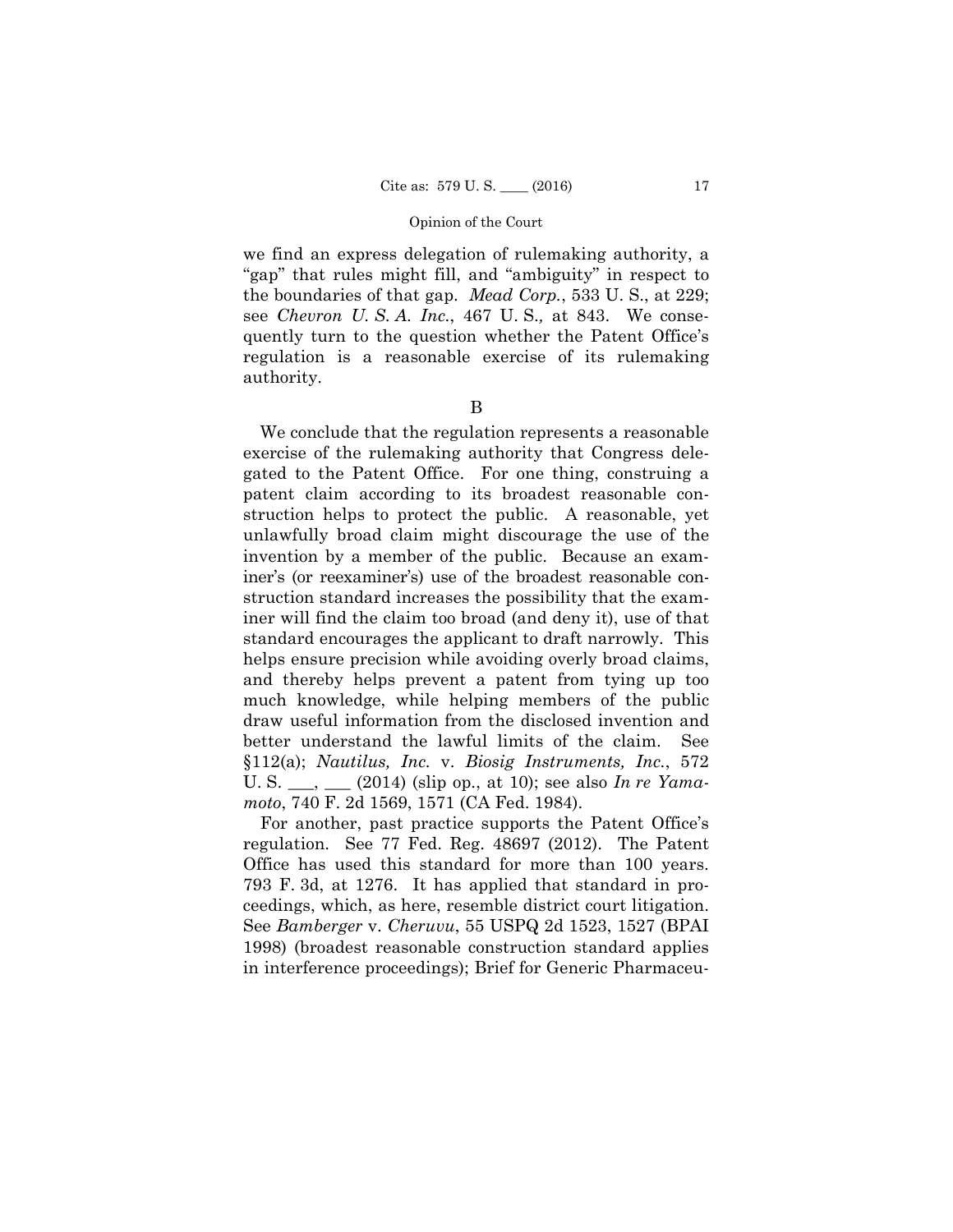we find an express delegation of rulemaking authority, a "gap" that rules might fill, and "ambiguity" in respect to the boundaries of that gap. *Mead Corp.*, 533 U. S., at 229; see *Chevron U. S. A. Inc.*, 467 U. S., at 843. We consequently turn to the question whether the Patent Office's regulation is a reasonable exercise of its rulemaking authority.

B

We conclude that the regulation represents a reasonable exercise of the rulemaking authority that Congress delegated to the Patent Office. For one thing, construing a patent claim according to its broadest reasonable construction helps to protect the public. A reasonable, yet unlawfully broad claim might discourage the use of the invention by a member of the public. Because an examiner's (or reexaminer's) use of the broadest reasonable construction standard increases the possibility that the examiner will find the claim too broad (and deny it), use of that standard encourages the applicant to draft narrowly. This helps ensure precision while avoiding overly broad claims, and thereby helps prevent a patent from tying up too much knowledge, while helping members of the public draw useful information from the disclosed invention and better understand the lawful limits of the claim. See §112(a); *Nautilus, Inc.* v. *Biosig Instruments, Inc.*, 572 U. S. ___, ___ (2014) (slip op., at 10); see also *In re Yamamoto*, 740 F. 2d 1569, 1571 (CA Fed. 1984).

For another, past practice supports the Patent Office's regulation. See 77 Fed. Reg. 48697 (2012). The Patent Office has used this standard for more than 100 years. 793 F. 3d, at 1276. It has applied that standard in proceedings, which, as here, resemble district court litigation. See *Bamberger* v. *Cheruvu*, 55 USPQ 2d 1523, 1527 (BPAI 1998) (broadest reasonable construction standard applies in interference proceedings); Brief for Generic Pharmaceu-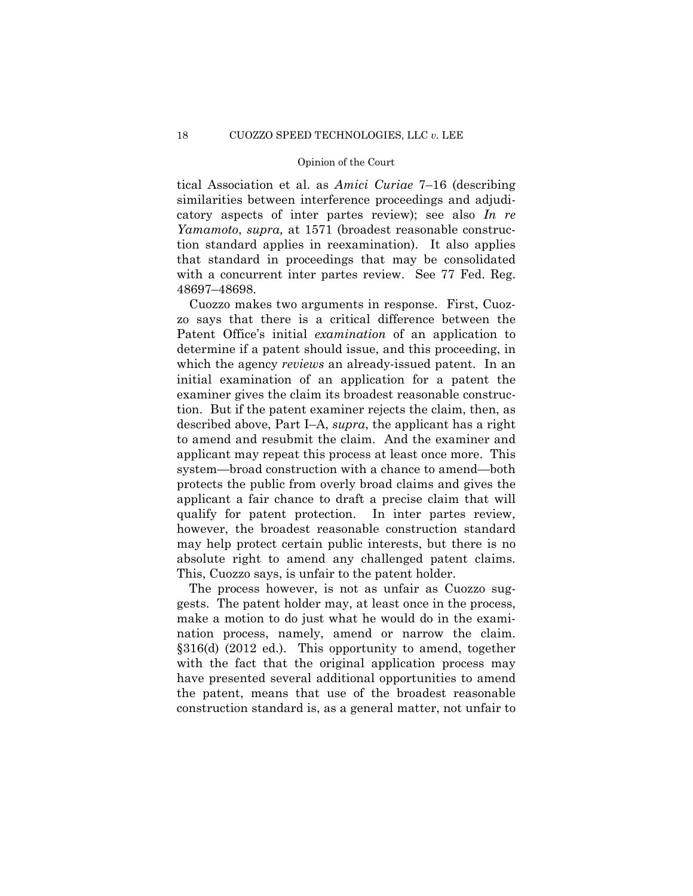tical Association et al. as *Amici Curiae* 7–16 (describing similarities between interference proceedings and adjudicatory aspects of inter partes review); see also *In re Yamamoto*, *supra,* at 1571 (broadest reasonable construction standard applies in reexamination). It also applies that standard in proceedings that may be consolidated with a concurrent inter partes review. See 77 Fed. Reg. 48697–48698.

Cuozzo makes two arguments in response. First, Cuozzo says that there is a critical difference between the Patent Office's initial *examination* of an application to determine if a patent should issue, and this proceeding, in which the agency *reviews* an already-issued patent. In an initial examination of an application for a patent the examiner gives the claim its broadest reasonable construction. But if the patent examiner rejects the claim, then, as described above, Part I–A, *supra*, the applicant has a right to amend and resubmit the claim. And the examiner and applicant may repeat this process at least once more. This system—broad construction with a chance to amend—both protects the public from overly broad claims and gives the applicant a fair chance to draft a precise claim that will qualify for patent protection. In inter partes review, however, the broadest reasonable construction standard may help protect certain public interests, but there is no absolute right to amend any challenged patent claims. This, Cuozzo says, is unfair to the patent holder.

The process however, is not as unfair as Cuozzo suggests. The patent holder may, at least once in the process, make a motion to do just what he would do in the examination process, namely, amend or narrow the claim. §316(d) (2012 ed.). This opportunity to amend, together with the fact that the original application process may have presented several additional opportunities to amend the patent, means that use of the broadest reasonable construction standard is, as a general matter, not unfair to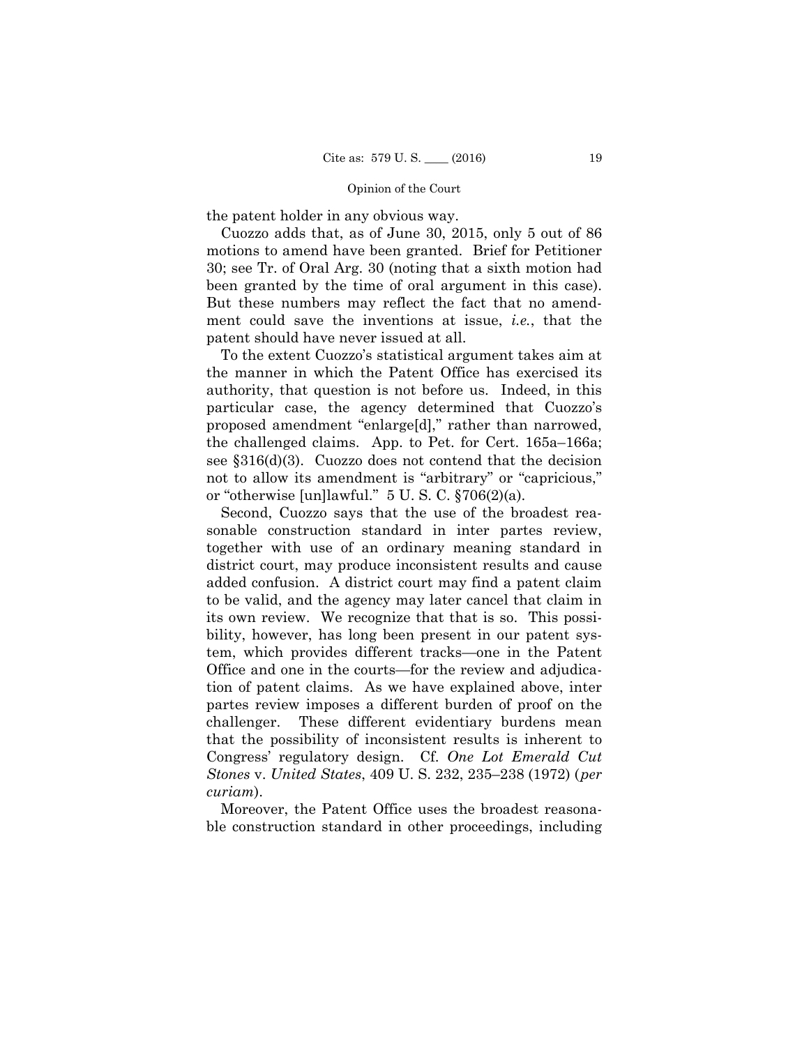the patent holder in any obvious way.

Cuozzo adds that, as of June 30, 2015, only 5 out of 86 motions to amend have been granted. Brief for Petitioner 30; see Tr. of Oral Arg. 30 (noting that a sixth motion had been granted by the time of oral argument in this case). But these numbers may reflect the fact that no amendment could save the inventions at issue, *i.e.*, that the patent should have never issued at all.

To the extent Cuozzo's statistical argument takes aim at the manner in which the Patent Office has exercised its authority, that question is not before us. Indeed, in this particular case, the agency determined that Cuozzo's proposed amendment "enlarge[d]," rather than narrowed, the challenged claims. App. to Pet. for Cert. 165a–166a; see §316(d)(3). Cuozzo does not contend that the decision not to allow its amendment is "arbitrary" or "capricious," or "otherwise [un]lawful." 5 U. S. C. §706(2)(a).

Second, Cuozzo says that the use of the broadest reasonable construction standard in inter partes review, together with use of an ordinary meaning standard in district court, may produce inconsistent results and cause added confusion. A district court may find a patent claim to be valid, and the agency may later cancel that claim in its own review. We recognize that that is so. This possibility, however, has long been present in our patent system, which provides different tracks—one in the Patent Office and one in the courts—for the review and adjudication of patent claims. As we have explained above, inter partes review imposes a different burden of proof on the challenger. These different evidentiary burdens mean that the possibility of inconsistent results is inherent to Congress' regulatory design. Cf. *One Lot Emerald Cut Stones* v. *United States*, 409 U. S. 232, 235–238 (1972) (*per curiam*).

Moreover, the Patent Office uses the broadest reasonable construction standard in other proceedings, including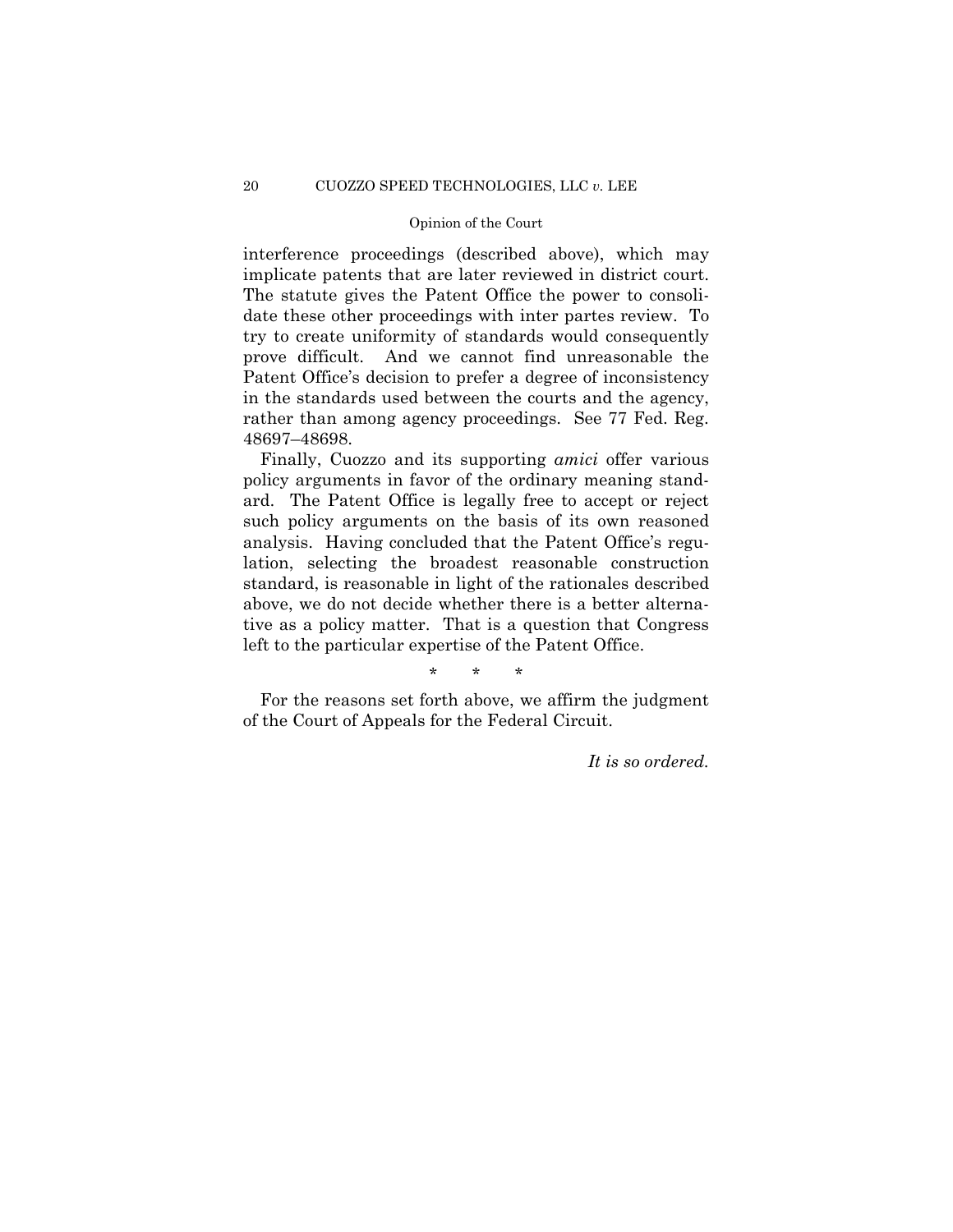interference proceedings (described above), which may implicate patents that are later reviewed in district court. The statute gives the Patent Office the power to consolidate these other proceedings with inter partes review. To try to create uniformity of standards would consequently prove difficult. And we cannot find unreasonable the Patent Office's decision to prefer a degree of inconsistency in the standards used between the courts and the agency, rather than among agency proceedings. See 77 Fed. Reg. 48697–48698.

Finally, Cuozzo and its supporting *amici* offer various policy arguments in favor of the ordinary meaning standard. The Patent Office is legally free to accept or reject such policy arguments on the basis of its own reasoned analysis. Having concluded that the Patent Office's regulation, selecting the broadest reasonable construction standard, is reasonable in light of the rationales described above, we do not decide whether there is a better alternative as a policy matter. That is a question that Congress left to the particular expertise of the Patent Office.

\* \* \*

For the reasons set forth above, we affirm the judgment of the Court of Appeals for the Federal Circuit.

*It is so ordered.*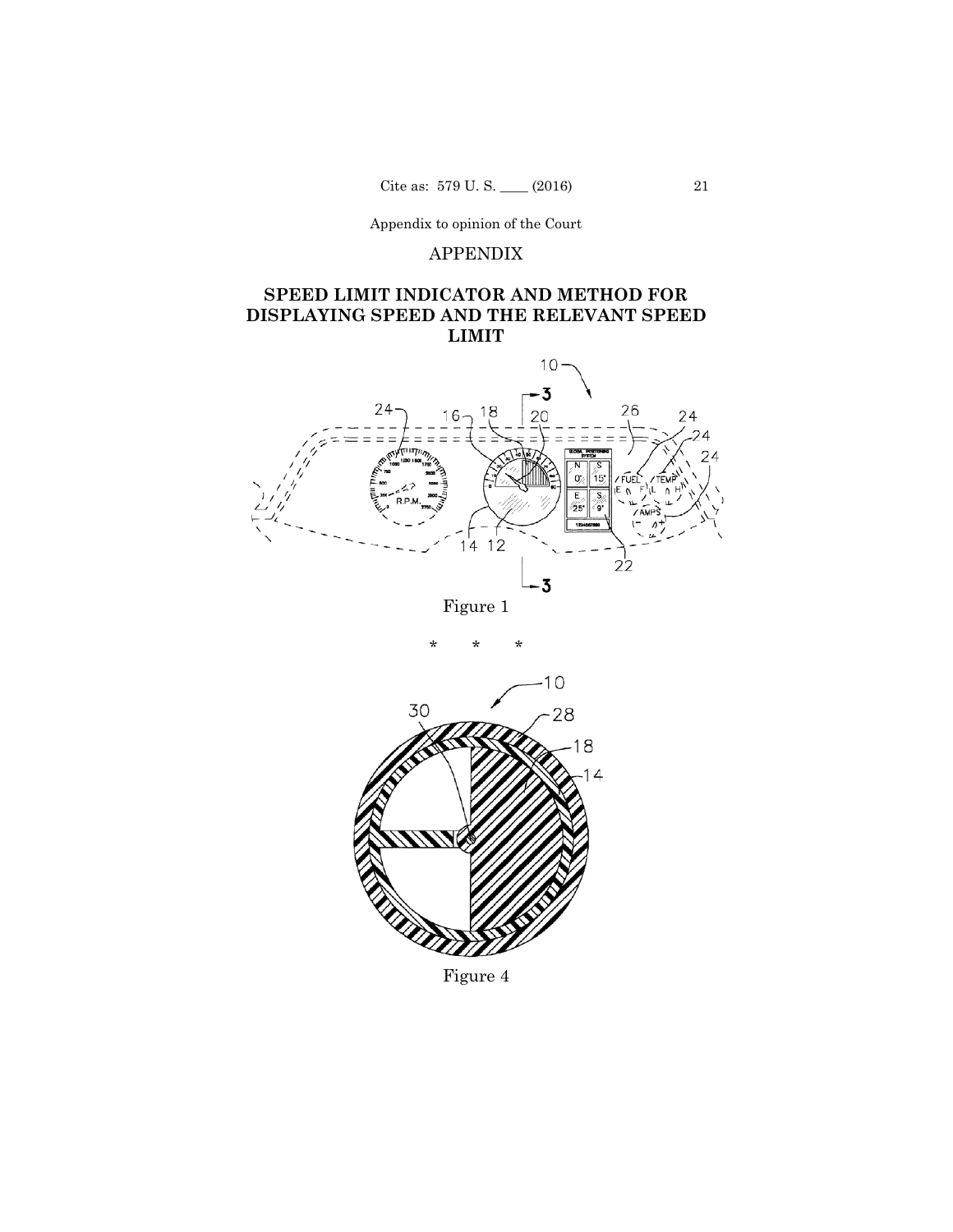Appendix to opinion of the Court

## APPENDIX

### SPEED LIMIT INDICATOR AND METHOD FOR DISPLAYING SPEED AND THE RELEVANT SPEED LIMIT

Figure 1

\* \* \*

Figure 4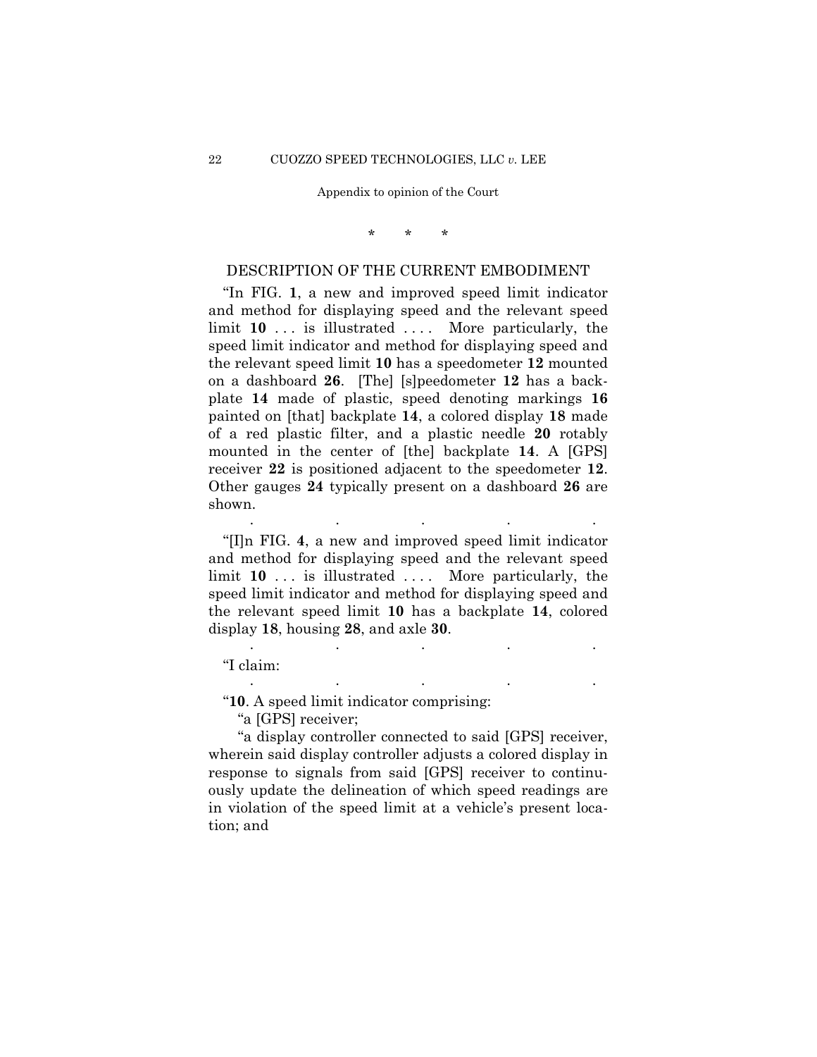Appendix to opinion of the Court

\* \* \*

DESCRIPTION OF THE CURRENT EMBODIMENT

"In FIG. **1**, a new and improved speed limit indicator and method for displaying speed and the relevant speed limit **10** . . . is illustrated . . . . More particularly, the speed limit indicator and method for displaying speed and the relevant speed limit **10** has a speedometer **12** mounted on a dashboard **26**. [The] [s]peedometer **12** has a backplate **14** made of plastic, speed denoting markings **16** painted on [that] backplate **14**, a colored display **18** made of a red plastic filter, and a plastic needle **20** rotably mounted in the center of [the] backplate **14**. A [GPS] receiver **22** is positioned adjacent to the speedometer **12**. Other gauges **24** typically present on a dashboard **26** are shown.

. . . . .

"[I]n FIG. **4**, a new and improved speed limit indicator and method for displaying speed and the relevant speed limit **10** . . . is illustrated . . . . More particularly, the speed limit indicator and method for displaying speed and the relevant speed limit **10** has a backplate **14**, colored display **18**, housing **28**, and axle **30**.

. . . . .

"I claim:

. . . . .

"**10**. A speed limit indicator comprising:

"a [GPS] receiver;

"a display controller connected to said [GPS] receiver, wherein said display controller adjusts a colored display in response to signals from said [GPS] receiver to continuously update the delineation of which speed readings are in violation of the speed limit at a vehicle's present location; and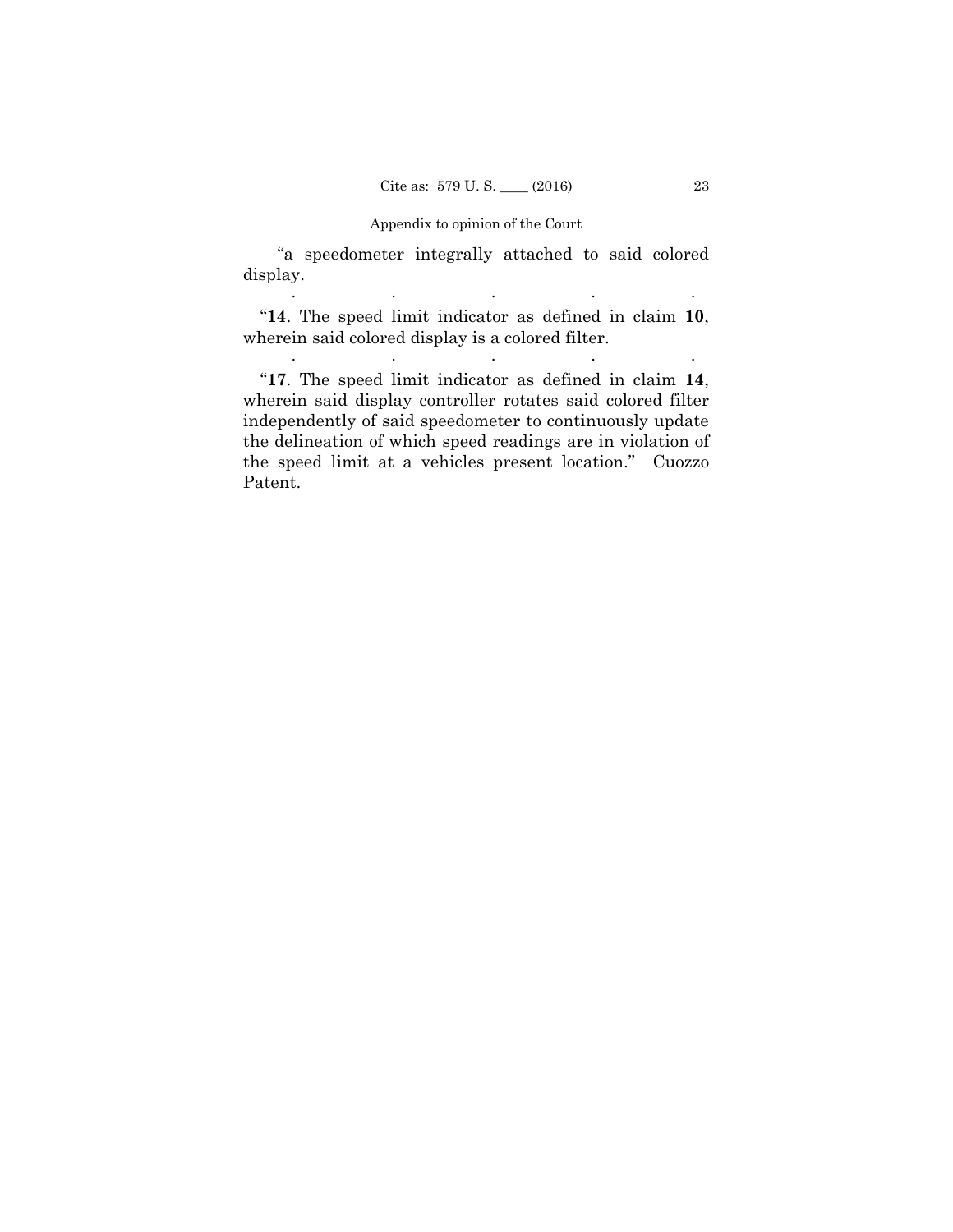"a speedometer integrally attached to said colored display.

. . . . .

"**14**. The speed limit indicator as defined in claim **10**, wherein said colored display is a colored filter.

. . . . .

"**17**. The speed limit indicator as defined in claim **14**, wherein said display controller rotates said colored filter independently of said speedometer to continuously update the delineation of which speed readings are in violation of the speed limit at a vehicles present location." Cuozzo Patent.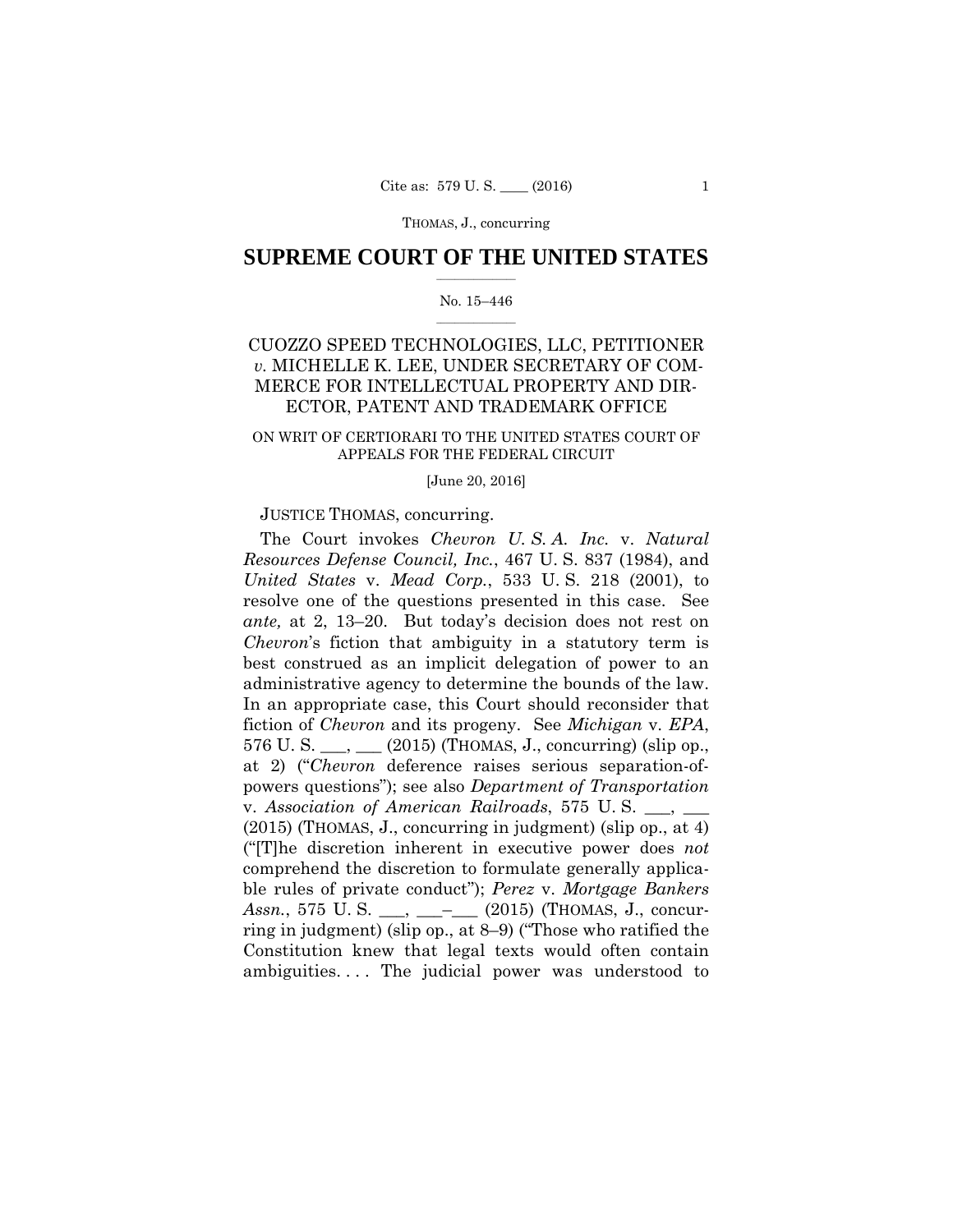## SUPREME COURT OF THE UNITED STATES

No. 15–446

CUOZZO SPEED TECHNOLOGIES, LLC, PETITIONER *v.* MICHELLE K. LEE, UNDER SECRETARY OF COMMERCE FOR INTELLECTUAL PROPERTY AND DIRECTOR, PATENT AND TRADEMARK OFFICE

ON WRIT OF CERTIORARI TO THE UNITED STATES COURT OF APPEALS FOR THE FEDERAL CIRCUIT

[June 20, 2016]

JUSTICE THOMAS, concurring.

The Court invokes *Chevron U. S. A. Inc.* v. *Natural Resources Defense Council, Inc.*, 467 U. S. 837 (1984), and *United States* v. *Mead Corp.*, 533 U. S. 218 (2001), to resolve one of the questions presented in this case. See *ante,* at 2, 13–20. But today's decision does not rest on *Chevron*'s fiction that ambiguity in a statutory term is best construed as an implicit delegation of power to an administrative agency to determine the bounds of the law. In an appropriate case, this Court should reconsider that fiction of *Chevron* and its progeny. See *Michigan* v. *EPA*, 576 U. S. ___, ___ (2015) (THOMAS, J., concurring) (slip op., at 2) ("*Chevron* deference raises serious separation-of-powers questions"); see also *Department of Transportation* v. *Association of American Railroads*, 575 U. S. ___, ___ (2015) (THOMAS, J., concurring in judgment) (slip op., at 4) ("[T]he discretion inherent in executive power does *not* comprehend the discretion to formulate generally applicable rules of private conduct"); *Perez* v. *Mortgage Bankers Assn.*, 575 U. S. ___, ___–___ (2015) (THOMAS, J., concurring in judgment) (slip op., at 8–9) ("Those who ratified the Constitution knew that legal texts would often contain ambiguities. . . . The judicial power was understood to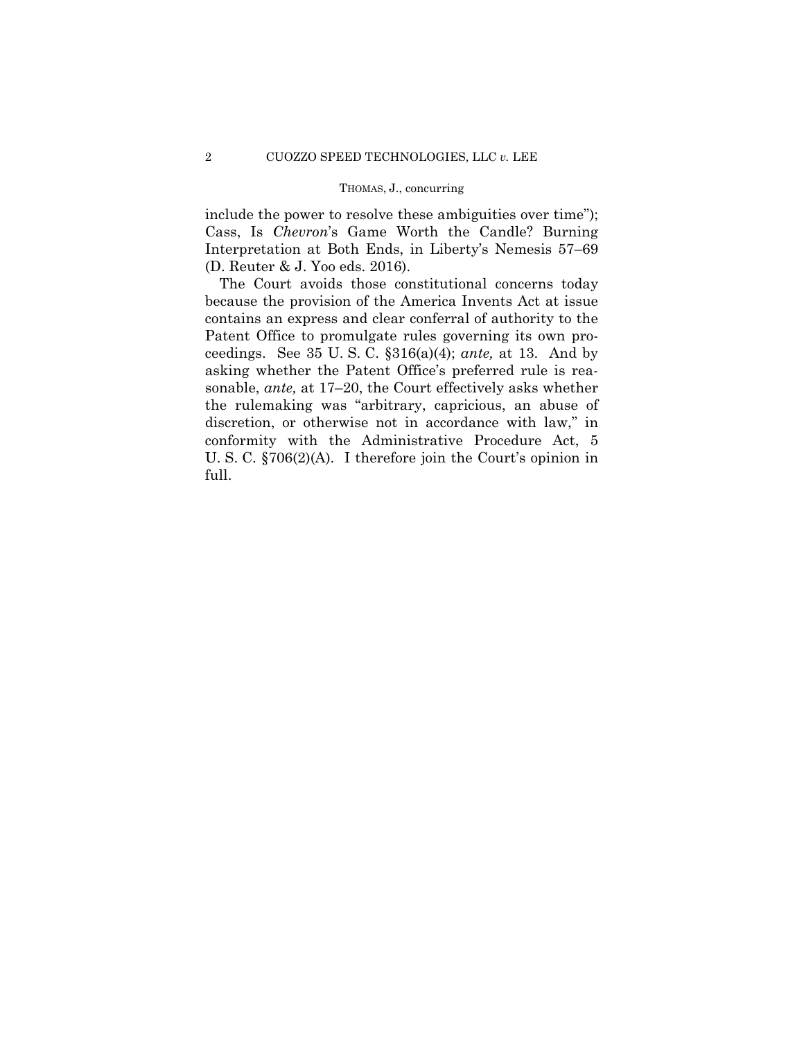include the power to resolve these ambiguities over time"); Cass, Is *Chevron*'s Game Worth the Candle? Burning Interpretation at Both Ends, in Liberty's Nemesis 57–69 (D. Reuter & J. Yoo eds. 2016).

The Court avoids those constitutional concerns today because the provision of the America Invents Act at issue contains an express and clear conferral of authority to the Patent Office to promulgate rules governing its own proceedings. See 35 U. S. C. §316(a)(4); *ante,* at 13. And by asking whether the Patent Office's preferred rule is reasonable, *ante,* at 17–20, the Court effectively asks whether the rulemaking was "arbitrary, capricious, an abuse of discretion, or otherwise not in accordance with law," in conformity with the Administrative Procedure Act, 5 U. S. C. §706(2)(A). I therefore join the Court's opinion in full.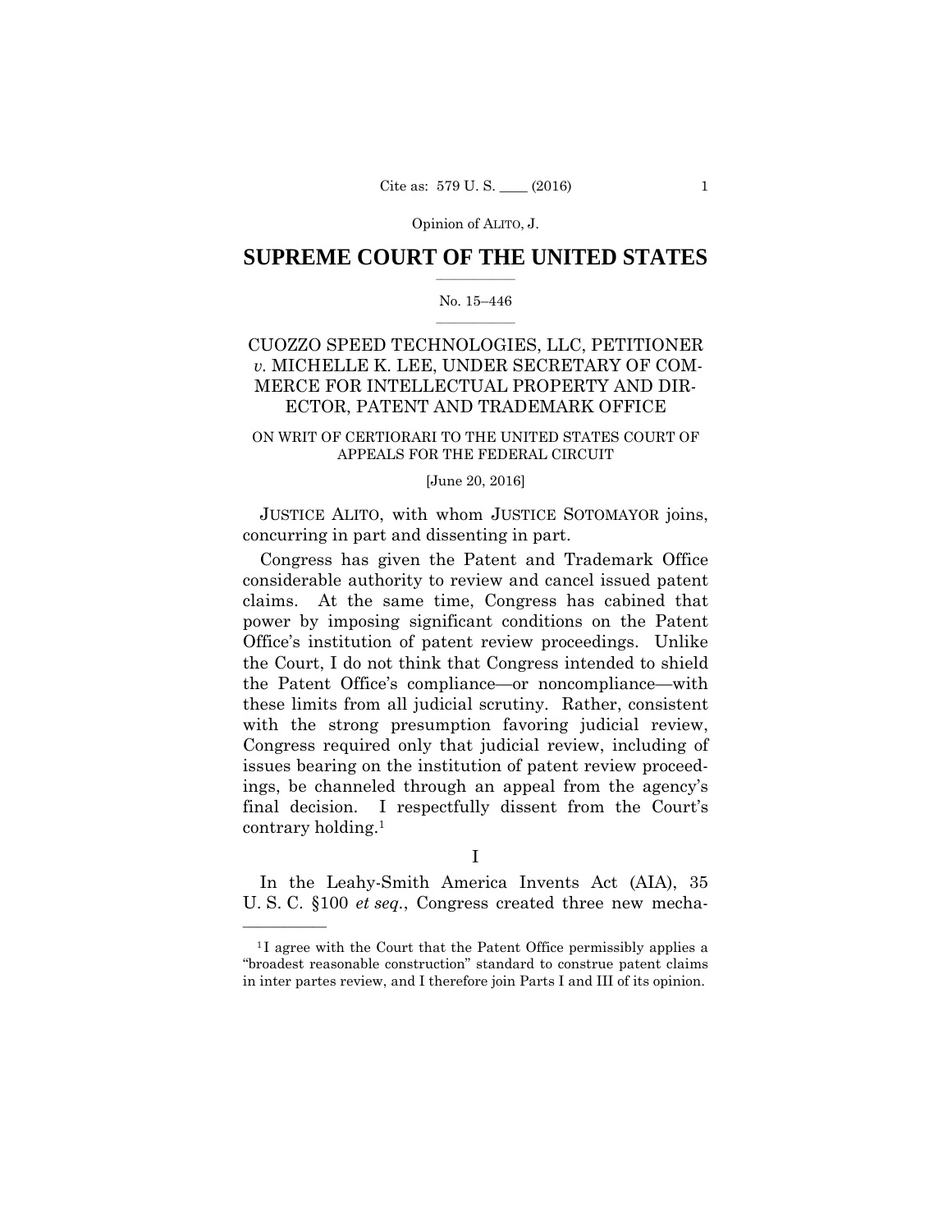Opinion of ALITO, J.

# SUPREME COURT OF THE UNITED STATES

No. 15–446

## CUOZZO SPEED TECHNOLOGIES, LLC, PETITIONER *v.* MICHELLE K. LEE, UNDER SECRETARY OF COMMERCE FOR INTELLECTUAL PROPERTY AND DIRECTOR, PATENT AND TRADEMARK OFFICE

ON WRIT OF CERTIORARI TO THE UNITED STATES COURT OF APPEALS FOR THE FEDERAL CIRCUIT

[June 20, 2016]

JUSTICE ALITO, with whom JUSTICE SOTOMAYOR joins, concurring in part and dissenting in part.

Congress has given the Patent and Trademark Office considerable authority to review and cancel issued patent claims. At the same time, Congress has cabined that power by imposing significant conditions on the Patent Office's institution of patent review proceedings. Unlike the Court, I do not think that Congress intended to shield the Patent Office's compliance—or noncompliance—with these limits from all judicial scrutiny. Rather, consistent with the strong presumption favoring judicial review, Congress required only that judicial review, including of issues bearing on the institution of patent review proceedings, be channeled through an appeal from the agency's final decision. I respectfully dissent from the Court's contrary holding.[1]

I

In the Leahy-Smith America Invents Act (AIA), 35 U. S. C. §100 *et seq.*, Congress created three new mecha-

[1] I agree with the Court that the Patent Office permissibly applies a "broadest reasonable construction" standard to construe patent claims in inter partes review, and I therefore join Parts I and III of its opinion.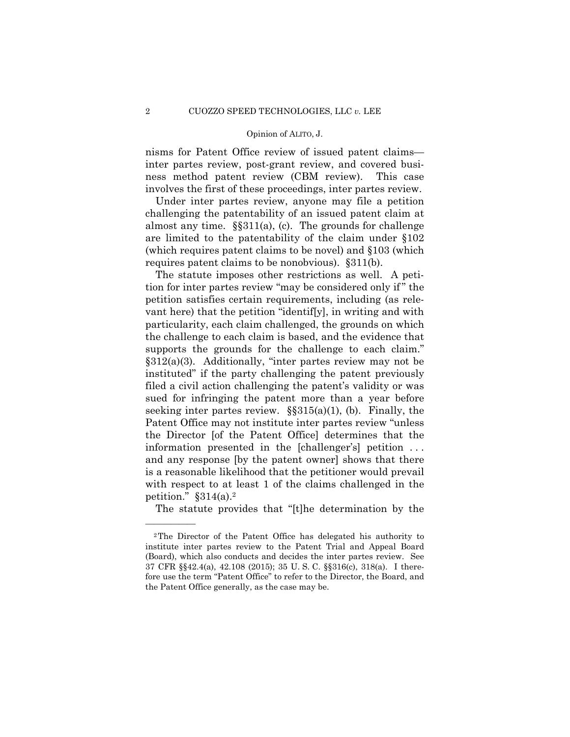nisms for Patent Office review of issued patent claims—inter partes review, post-grant review, and covered business method patent review (CBM review). This case involves the first of these proceedings, inter partes review.

Under inter partes review, anyone may file a petition challenging the patentability of an issued patent claim at almost any time. §§311(a), (c). The grounds for challenge are limited to the patentability of the claim under §102 (which requires patent claims to be novel) and §103 (which requires patent claims to be nonobvious). §311(b).

The statute imposes other restrictions as well. A petition for inter partes review "may be considered only if" the petition satisfies certain requirements, including (as relevant here) that the petition "identif[y], in writing and with particularity, each claim challenged, the grounds on which the challenge to each claim is based, and the evidence that supports the grounds for the challenge to each claim." §312(a)(3). Additionally, "inter partes review may not be instituted" if the party challenging the patent previously filed a civil action challenging the patent's validity or was sued for infringing the patent more than a year before seeking inter partes review. §§315(a)(1), (b). Finally, the Patent Office may not institute inter partes review "unless the Director [of the Patent Office] determines that the information presented in the [challenger's] petition . . . and any response [by the patent owner] shows that there is a reasonable likelihood that the petitioner would prevail with respect to at least 1 of the claims challenged in the petition." §314(a).[2]

The statute provides that "[t]he determination by the

---

[2] The Director of the Patent Office has delegated his authority to institute inter partes review to the Patent Trial and Appeal Board (Board), which also conducts and decides the inter partes review. See 37 CFR §§42.4(a), 42.108 (2015); 35 U. S. C. §§316(c), 318(a). I therefore use the term "Patent Office" to refer to the Director, the Board, and the Patent Office generally, as the case may be.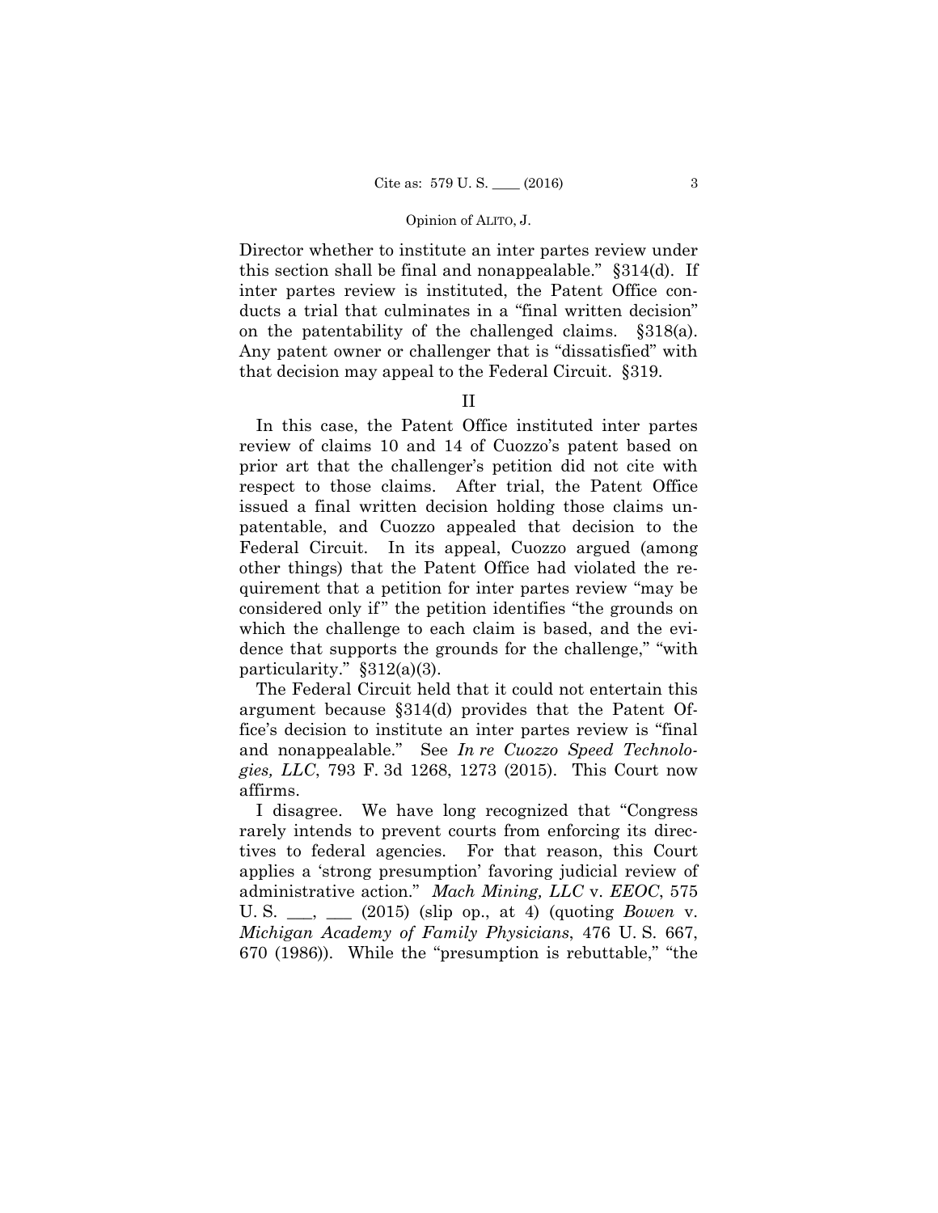Director whether to institute an inter partes review under this section shall be final and nonappealable." §314(d). If inter partes review is instituted, the Patent Office conducts a trial that culminates in a "final written decision" on the patentability of the challenged claims. §318(a). Any patent owner or challenger that is "dissatisfied" with that decision may appeal to the Federal Circuit. §319.

## II

In this case, the Patent Office instituted inter partes review of claims 10 and 14 of Cuozzo's patent based on prior art that the challenger's petition did not cite with respect to those claims. After trial, the Patent Office issued a final written decision holding those claims unpatentable, and Cuozzo appealed that decision to the Federal Circuit. In its appeal, Cuozzo argued (among other things) that the Patent Office had violated the requirement that a petition for inter partes review "may be considered only if" the petition identifies "the grounds on which the challenge to each claim is based, and the evidence that supports the grounds for the challenge," "with particularity." §312(a)(3).

The Federal Circuit held that it could not entertain this argument because §314(d) provides that the Patent Office's decision to institute an inter partes review is "final and nonappealable." See *In re Cuozzo Speed Technologies, LLC*, 793 F. 3d 1268, 1273 (2015). This Court now affirms.

I disagree. We have long recognized that "Congress rarely intends to prevent courts from enforcing its directives to federal agencies. For that reason, this Court applies a 'strong presumption' favoring judicial review of administrative action." *Mach Mining, LLC* v. *EEOC*, 575 U. S. \_\_\_, \_\_\_ (2015) (slip op., at 4) (quoting *Bowen* v. *Michigan Academy of Family Physicians*, 476 U. S. 667, 670 (1986)). While the "presumption is rebuttable," "the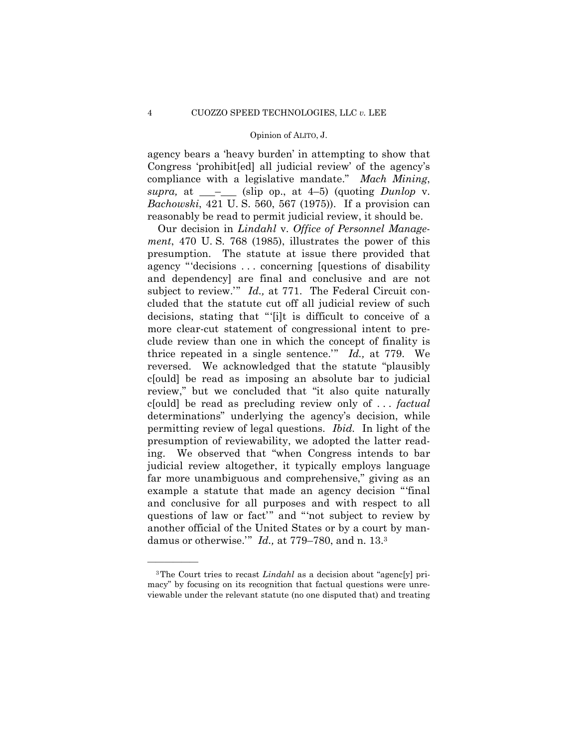agency bears a 'heavy burden' in attempting to show that Congress 'prohibit[ed] all judicial review' of the agency's compliance with a legislative mandate." *Mach Mining*, *supra,* at \_\_\_–\_\_\_ (slip op., at 4–5) (quoting *Dunlop* v. *Bachowski*, 421 U. S. 560, 567 (1975)). If a provision can reasonably be read to permit judicial review, it should be.

Our decision in *Lindahl* v. *Office of Personnel Management*, 470 U. S. 768 (1985), illustrates the power of this presumption. The statute at issue there provided that agency "'decisions . . . concerning [questions of disability and dependency] are final and conclusive and are not subject to review.'" *Id.,* at 771. The Federal Circuit concluded that the statute cut off all judicial review of such decisions, stating that "'[i]t is difficult to conceive of a more clear-cut statement of congressional intent to preclude review than one in which the concept of finality is thrice repeated in a single sentence.'" *Id.,* at 779. We reversed. We acknowledged that the statute "plausibly c[ould] be read as imposing an absolute bar to judicial review," but we concluded that "it also quite naturally c[ould] be read as precluding review only of . . . *factual* determinations" underlying the agency's decision, while permitting review of legal questions. *Ibid.* In light of the presumption of reviewability, we adopted the latter reading. We observed that "when Congress intends to bar judicial review altogether, it typically employs language far more unambiguous and comprehensive," giving as an example a statute that made an agency decision "'final and conclusive for all purposes and with respect to all questions of law or fact'" and "'not subject to review by another official of the United States or by a court by mandamus or otherwise.'" *Id.,* at 779–780, and n. 13.[3]

---

[3] The Court tries to recast *Lindahl* as a decision about "agenc[y] primacy" by focusing on its recognition that factual questions were unreviewable under the relevant statute (no one disputed that) and treating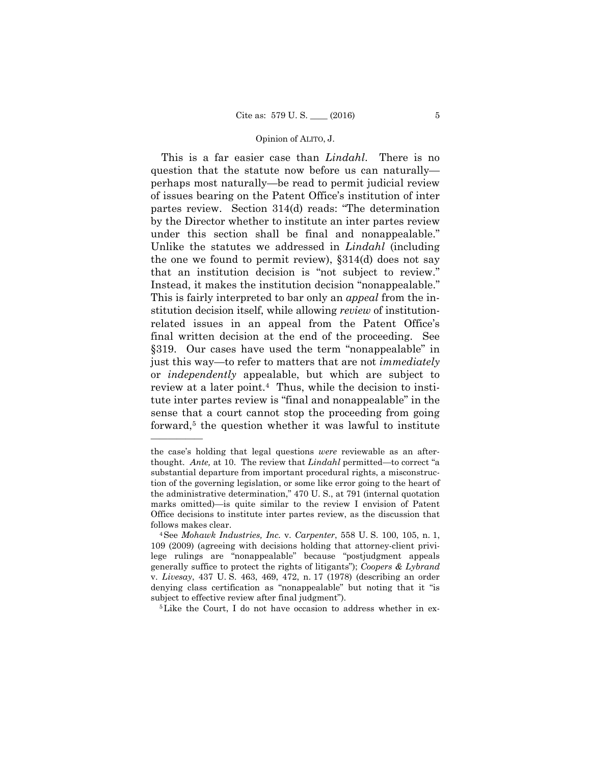This is a far easier case than *Lindahl*. There is no question that the statute now before us can naturally—perhaps most naturally—be read to permit judicial review of issues bearing on the Patent Office's institution of inter partes review. Section 314(d) reads: "The determination by the Director whether to institute an inter partes review under this section shall be final and nonappealable." Unlike the statutes we addressed in *Lindahl* (including the one we found to permit review), §314(d) does not say that an institution decision is "not subject to review." Instead, it makes the institution decision "nonappealable." This is fairly interpreted to bar only an *appeal* from the institution decision itself, while allowing *review* of institution-related issues in an appeal from the Patent Office's final written decision at the end of the proceeding. See §319. Our cases have used the term "nonappealable" in just this way—to refer to matters that are not *immediately* or *independently* appealable, but which are subject to review at a later point.[4] Thus, while the decision to institute inter partes review is "final and nonappealable" in the sense that a court cannot stop the proceeding from going forward,[5] the question whether it was lawful to institute

---

the case's holding that legal questions *were* reviewable as an afterthought. *Ante,* at 10. The review that *Lindahl* permitted—to correct "a substantial departure from important procedural rights, a misconstruction of the governing legislation, or some like error going to the heart of the administrative determination," 470 U. S., at 791 (internal quotation marks omitted)—is quite similar to the review I envision of Patent Office decisions to institute inter partes review, as the discussion that follows makes clear.

[4] See *Mohawk Industries, Inc.* v. *Carpenter*, 558 U. S. 100, 105, n. 1, 109 (2009) (agreeing with decisions holding that attorney-client privilege rulings are "nonappealable" because "postjudgment appeals generally suffice to protect the rights of litigants"); *Coopers & Lybrand* v. *Livesay*, 437 U. S. 463, 469, 472, n. 17 (1978) (describing an order denying class certification as "nonappealable" but noting that it "is subject to effective review after final judgment").

[5] Like the Court, I do not have occasion to address whether in ex-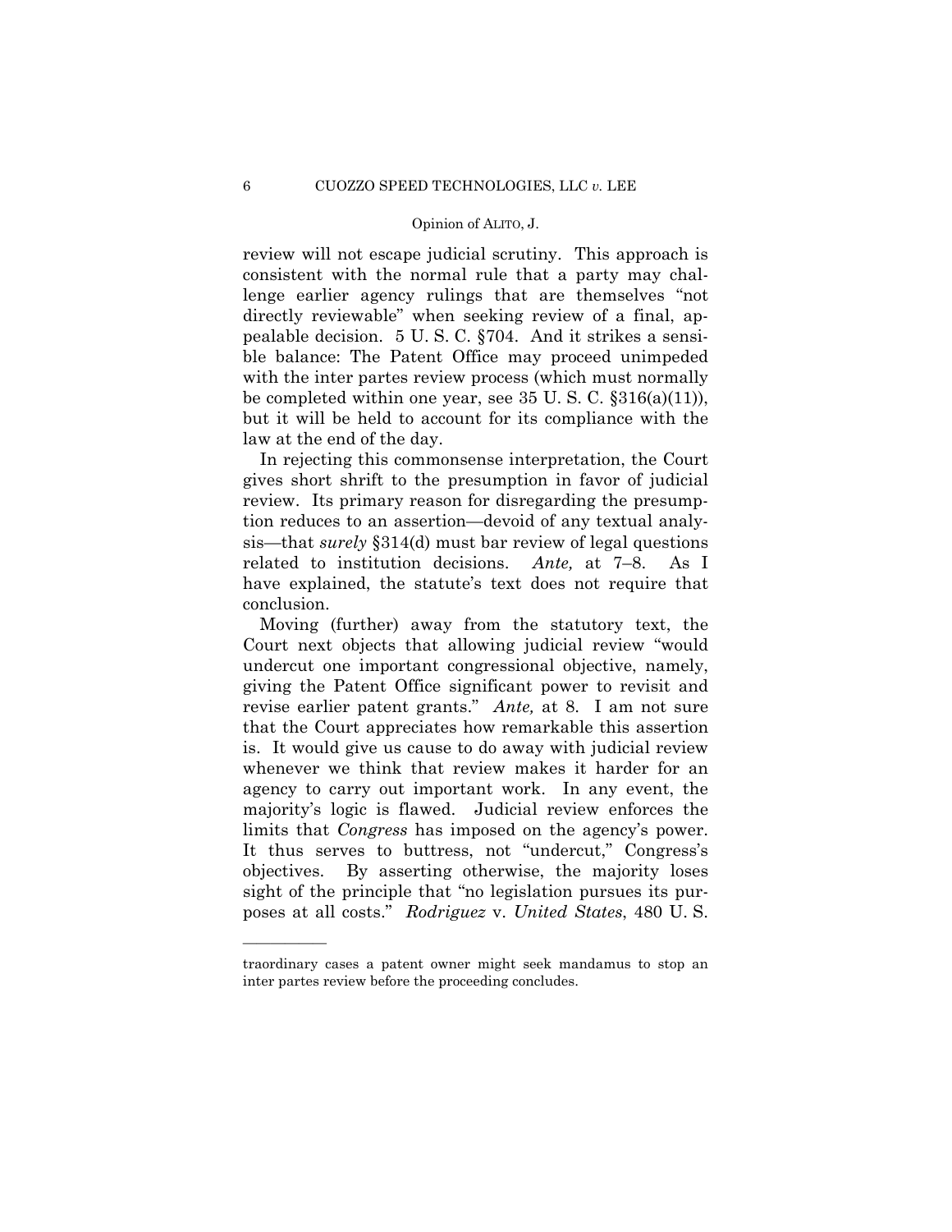review will not escape judicial scrutiny. This approach is consistent with the normal rule that a party may challenge earlier agency rulings that are themselves "not directly reviewable" when seeking review of a final, appealable decision. 5 U. S. C. §704. And it strikes a sensible balance: The Patent Office may proceed unimpeded with the inter partes review process (which must normally be completed within one year, see 35 U. S. C. §316(a)(11)), but it will be held to account for its compliance with the law at the end of the day.

In rejecting this commonsense interpretation, the Court gives short shrift to the presumption in favor of judicial review. Its primary reason for disregarding the presumption reduces to an assertion—devoid of any textual analysis—that *surely* §314(d) must bar review of legal questions related to institution decisions. *Ante,* at 7–8. As I have explained, the statute's text does not require that conclusion.

Moving (further) away from the statutory text, the Court next objects that allowing judicial review "would undercut one important congressional objective, namely, giving the Patent Office significant power to revisit and revise earlier patent grants." *Ante,* at 8. I am not sure that the Court appreciates how remarkable this assertion is. It would give us cause to do away with judicial review whenever we think that review makes it harder for an agency to carry out important work. In any event, the majority's logic is flawed. Judicial review enforces the limits that *Congress* has imposed on the agency's power. It thus serves to buttress, not "undercut," Congress's objectives. By asserting otherwise, the majority loses sight of the principle that "no legislation pursues its purposes at all costs." *Rodriguez* v. *United States*, 480 U. S.

---

traordinary cases a patent owner might seek mandamus to stop an inter partes review before the proceeding concludes.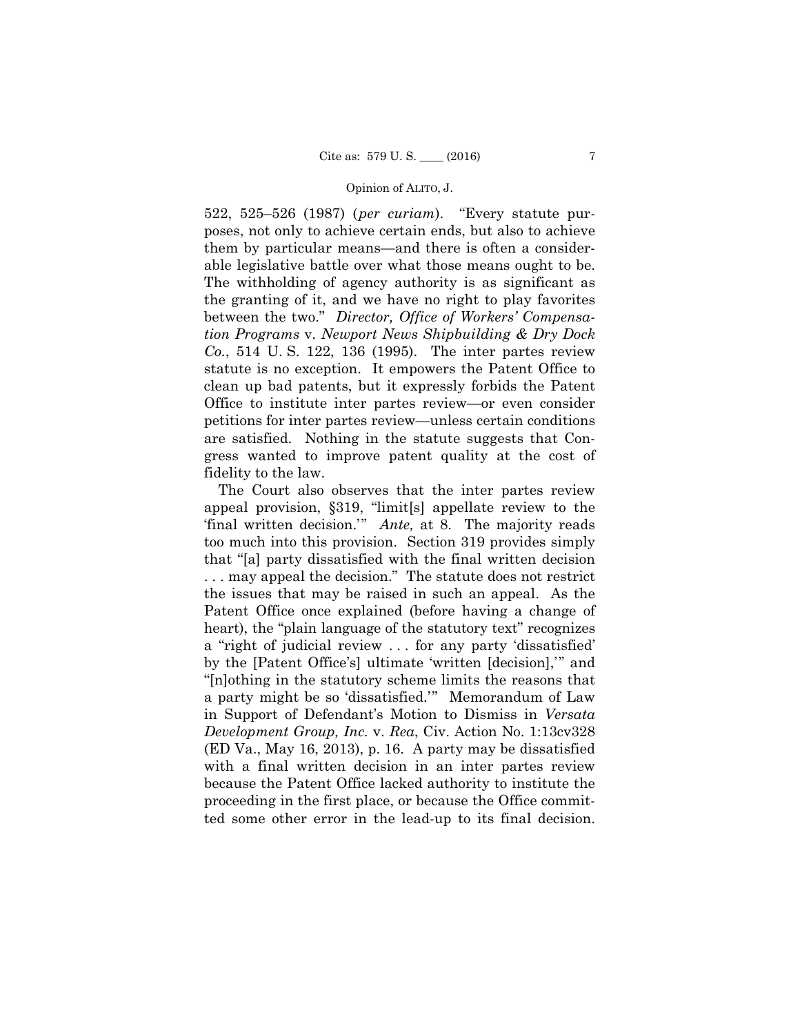522, 525–526 (1987) (*per curiam*). "Every statute purposes, not only to achieve certain ends, but also to achieve them by particular means—and there is often a considerable legislative battle over what those means ought to be. The withholding of agency authority is as significant as the granting of it, and we have no right to play favorites between the two." *Director, Office of Workers' Compensation Programs* v. *Newport News Shipbuilding & Dry Dock Co.*, 514 U. S. 122, 136 (1995). The inter partes review statute is no exception. It empowers the Patent Office to clean up bad patents, but it expressly forbids the Patent Office to institute inter partes review—or even consider petitions for inter partes review—unless certain conditions are satisfied. Nothing in the statute suggests that Congress wanted to improve patent quality at the cost of fidelity to the law.

The Court also observes that the inter partes review appeal provision, §319, "limit[s] appellate review to the 'final written decision.'" *Ante,* at 8. The majority reads too much into this provision. Section 319 provides simply that "[a] party dissatisfied with the final written decision . . . may appeal the decision." The statute does not restrict the issues that may be raised in such an appeal. As the Patent Office once explained (before having a change of heart), the "plain language of the statutory text" recognizes a "right of judicial review . . . for any party 'dissatisfied' by the [Patent Office's] ultimate 'written [decision],'" and "[n]othing in the statutory scheme limits the reasons that a party might be so 'dissatisfied.'" Memorandum of Law in Support of Defendant's Motion to Dismiss in *Versata Development Group, Inc.* v. *Rea*, Civ. Action No. 1:13cv328 (ED Va., May 16, 2013), p. 16. A party may be dissatisfied with a final written decision in an inter partes review because the Patent Office lacked authority to institute the proceeding in the first place, or because the Office committed some other error in the lead-up to its final decision.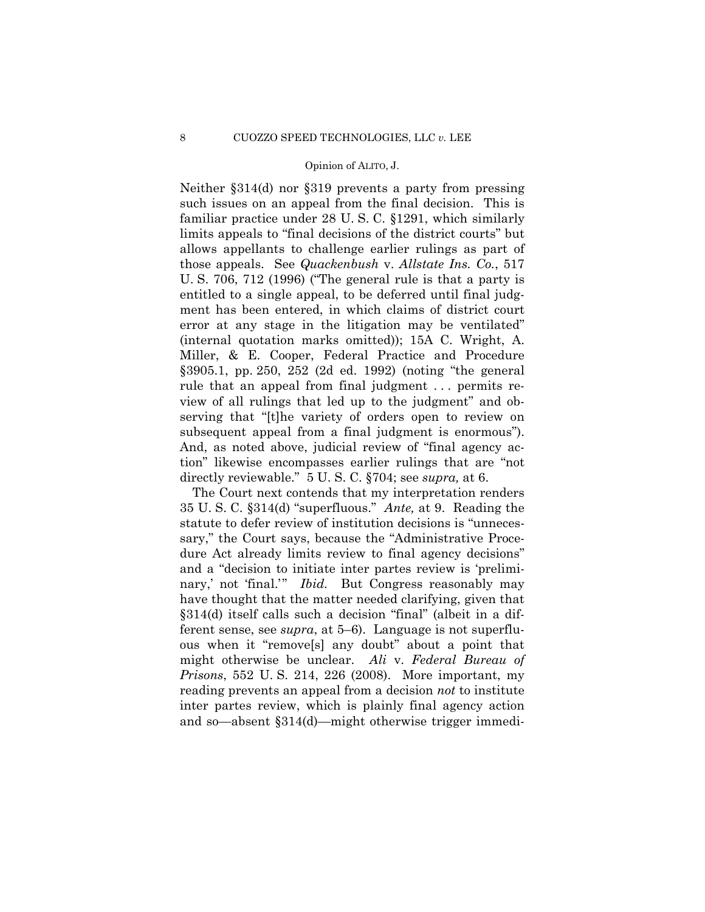Neither §314(d) nor §319 prevents a party from pressing such issues on an appeal from the final decision. This is familiar practice under 28 U. S. C. §1291, which similarly limits appeals to "final decisions of the district courts" but allows appellants to challenge earlier rulings as part of those appeals. See *Quackenbush* v. *Allstate Ins. Co.*, 517 U. S. 706, 712 (1996) ("The general rule is that a party is entitled to a single appeal, to be deferred until final judgment has been entered, in which claims of district court error at any stage in the litigation may be ventilated" (internal quotation marks omitted)); 15A C. Wright, A. Miller, & E. Cooper, Federal Practice and Procedure §3905.1, pp. 250, 252 (2d ed. 1992) (noting "the general rule that an appeal from final judgment . . . permits review of all rulings that led up to the judgment" and observing that "[t]he variety of orders open to review on subsequent appeal from a final judgment is enormous"). And, as noted above, judicial review of "final agency action" likewise encompasses earlier rulings that are "not directly reviewable." 5 U. S. C. §704; see *supra,* at 6.

The Court next contends that my interpretation renders 35 U. S. C. §314(d) "superfluous." *Ante,* at 9. Reading the statute to defer review of institution decisions is "unnecessary," the Court says, because the "Administrative Procedure Act already limits review to final agency decisions" and a "decision to initiate inter partes review is 'preliminary,' not 'final.'" *Ibid.* But Congress reasonably may have thought that the matter needed clarifying, given that §314(d) itself calls such a decision "final" (albeit in a different sense, see *supra*, at 5–6). Language is not superfluous when it "remove[s] any doubt" about a point that might otherwise be unclear. *Ali* v. *Federal Bureau of Prisons*, 552 U. S. 214, 226 (2008). More important, my reading prevents an appeal from a decision *not* to institute inter partes review, which is plainly final agency action and so—absent §314(d)—might otherwise trigger immedi-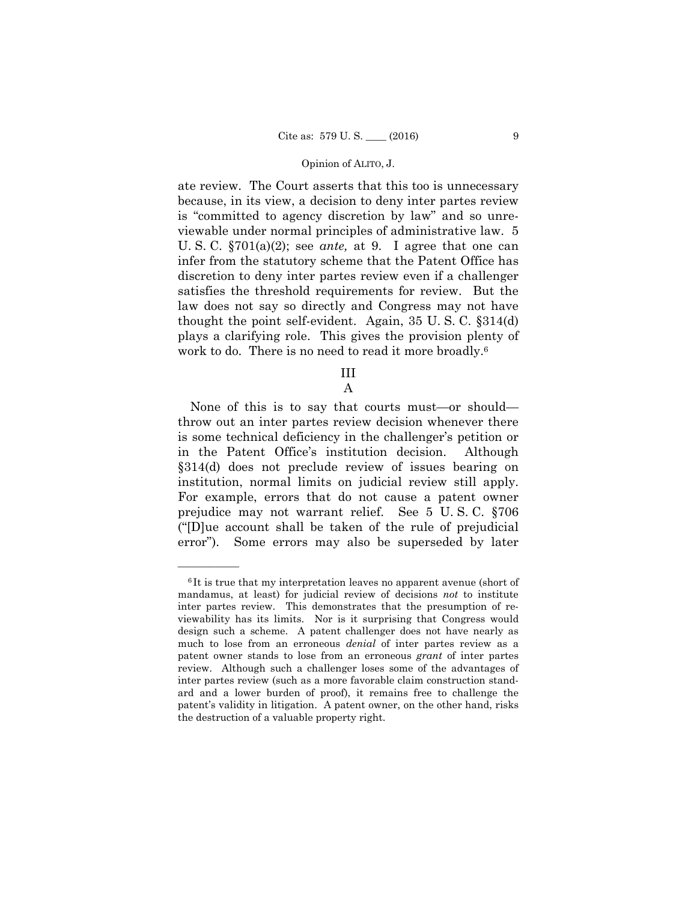ate review. The Court asserts that this too is unnecessary because, in its view, a decision to deny inter partes review is "committed to agency discretion by law" and so unreviewable under normal principles of administrative law. 5 U. S. C. §701(a)(2); see *ante,* at 9. I agree that one can infer from the statutory scheme that the Patent Office has discretion to deny inter partes review even if a challenger satisfies the threshold requirements for review. But the law does not say so directly and Congress may not have thought the point self-evident. Again, 35 U. S. C. §314(d) plays a clarifying role. This gives the provision plenty of work to do. There is no need to read it more broadly.[6]

## III

### A

None of this is to say that courts must—or should—throw out an inter partes review decision whenever there is some technical deficiency in the challenger's petition or in the Patent Office's institution decision. Although §314(d) does not preclude review of issues bearing on institution, normal limits on judicial review still apply. For example, errors that do not cause a patent owner prejudice may not warrant relief. See 5 U. S. C. §706 ("[D]ue account shall be taken of the rule of prejudicial error"). Some errors may also be superseded by later

---

[6] It is true that my interpretation leaves no apparent avenue (short of mandamus, at least) for judicial review of decisions *not* to institute inter partes review. This demonstrates that the presumption of reviewability has its limits. Nor is it surprising that Congress would design such a scheme. A patent challenger does not have nearly as much to lose from an erroneous *denial* of inter partes review as a patent owner stands to lose from an erroneous *grant* of inter partes review. Although such a challenger loses some of the advantages of inter partes review (such as a more favorable claim construction standard and a lower burden of proof), it remains free to challenge the patent's validity in litigation. A patent owner, on the other hand, risks the destruction of a valuable property right.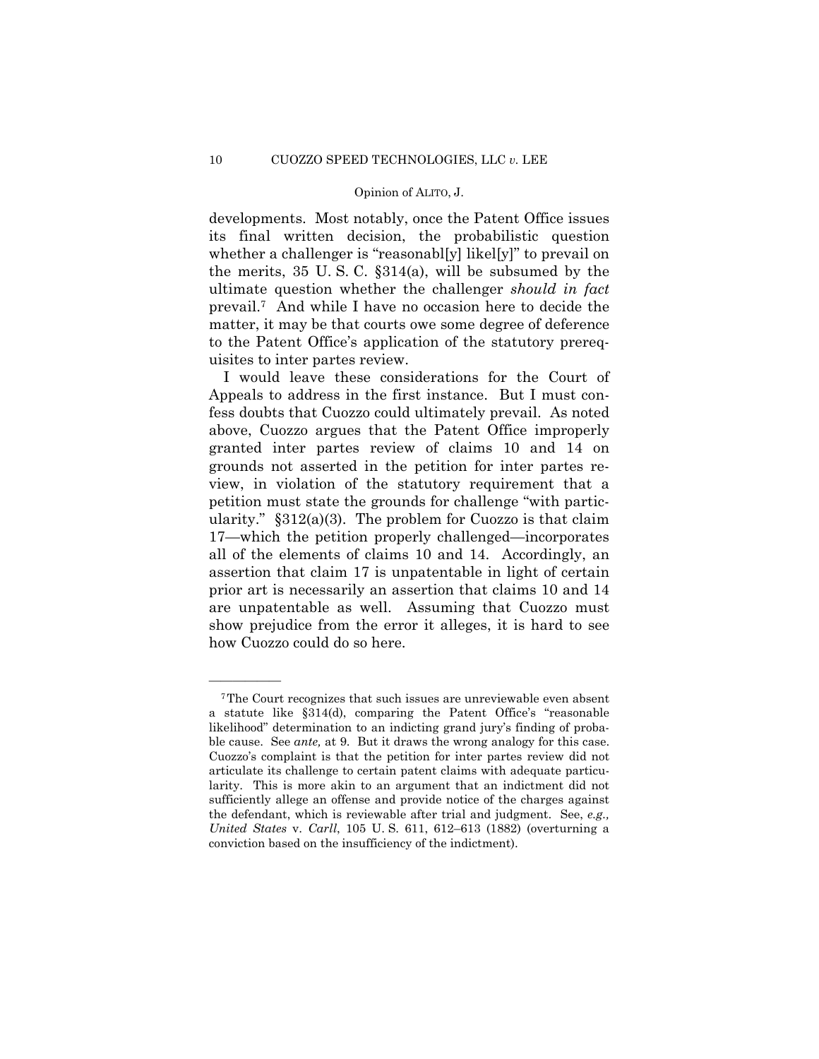developments. Most notably, once the Patent Office issues its final written decision, the probabilistic question whether a challenger is "reasonabl[y] likel[y]" to prevail on the merits, 35 U. S. C. §314(a), will be subsumed by the ultimate question whether the challenger *should in fact* prevail.[7] And while I have no occasion here to decide the matter, it may be that courts owe some degree of deference to the Patent Office's application of the statutory prerequisites to inter partes review.

I would leave these considerations for the Court of Appeals to address in the first instance. But I must confess doubts that Cuozzo could ultimately prevail. As noted above, Cuozzo argues that the Patent Office improperly granted inter partes review of claims 10 and 14 on grounds not asserted in the petition for inter partes review, in violation of the statutory requirement that a petition must state the grounds for challenge "with particularity." §312(a)(3). The problem for Cuozzo is that claim 17—which the petition properly challenged—incorporates all of the elements of claims 10 and 14. Accordingly, an assertion that claim 17 is unpatentable in light of certain prior art is necessarily an assertion that claims 10 and 14 are unpatentable as well. Assuming that Cuozzo must show prejudice from the error it alleges, it is hard to see how Cuozzo could do so here.

———————

[7] The Court recognizes that such issues are unreviewable even absent a statute like §314(d), comparing the Patent Office's "reasonable likelihood" determination to an indicting grand jury's finding of probable cause. See *ante,* at 9. But it draws the wrong analogy for this case. Cuozzo's complaint is that the petition for inter partes review did not articulate its challenge to certain patent claims with adequate particularity. This is more akin to an argument that an indictment did not sufficiently allege an offense and provide notice of the charges against the defendant, which is reviewable after trial and judgment. See, *e.g., United States* v. *Carll*, 105 U. S. 611, 612–613 (1882) (overturning a conviction based on the insufficiency of the indictment).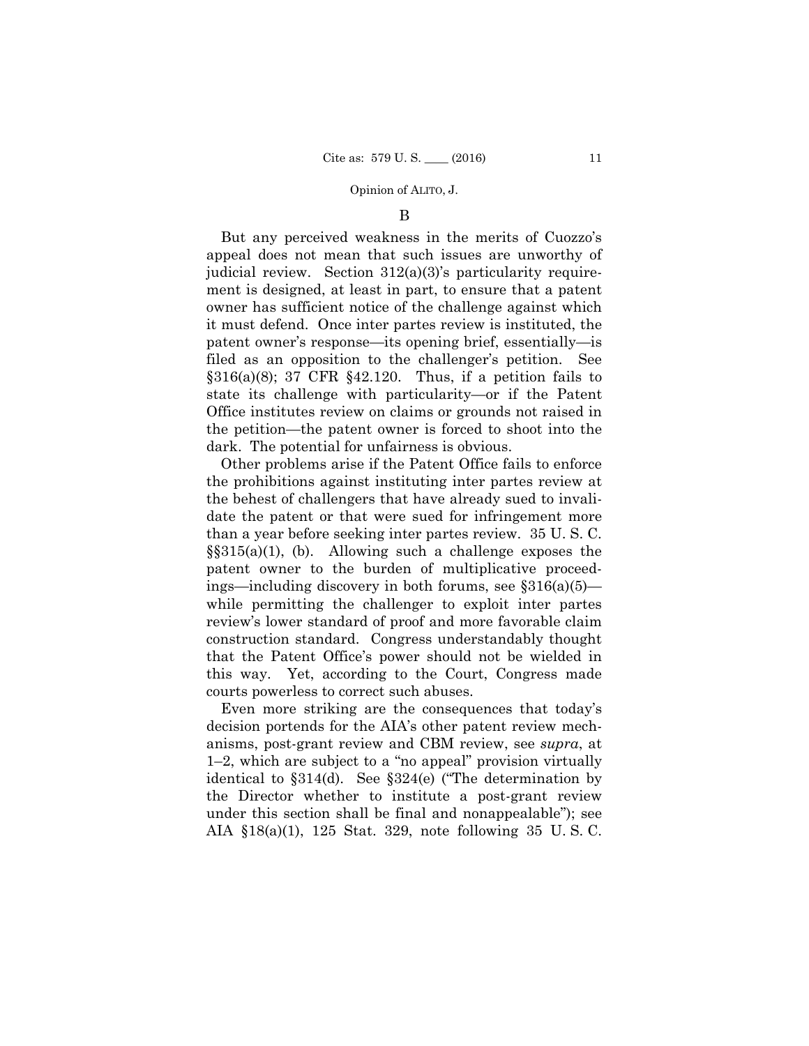B

But any perceived weakness in the merits of Cuozzo's appeal does not mean that such issues are unworthy of judicial review. Section 312(a)(3)'s particularity requirement is designed, at least in part, to ensure that a patent owner has sufficient notice of the challenge against which it must defend. Once inter partes review is instituted, the patent owner's response—its opening brief, essentially—is filed as an opposition to the challenger's petition. See §316(a)(8); 37 CFR §42.120. Thus, if a petition fails to state its challenge with particularity—or if the Patent Office institutes review on claims or grounds not raised in the petition—the patent owner is forced to shoot into the dark. The potential for unfairness is obvious.

Other problems arise if the Patent Office fails to enforce the prohibitions against instituting inter partes review at the behest of challengers that have already sued to invalidate the patent or that were sued for infringement more than a year before seeking inter partes review. 35 U. S. C. §§315(a)(1), (b). Allowing such a challenge exposes the patent owner to the burden of multiplicative proceedings—including discovery in both forums, see §316(a)(5)—while permitting the challenger to exploit inter partes review's lower standard of proof and more favorable claim construction standard. Congress understandably thought that the Patent Office's power should not be wielded in this way. Yet, according to the Court, Congress made courts powerless to correct such abuses.

Even more striking are the consequences that today's decision portends for the AIA's other patent review mechanisms, post-grant review and CBM review, see *supra*, at 1–2, which are subject to a "no appeal" provision virtually identical to §314(d). See §324(e) ("The determination by the Director whether to institute a post-grant review under this section shall be final and nonappealable"); see AIA §18(a)(1), 125 Stat. 329, note following 35 U. S. C.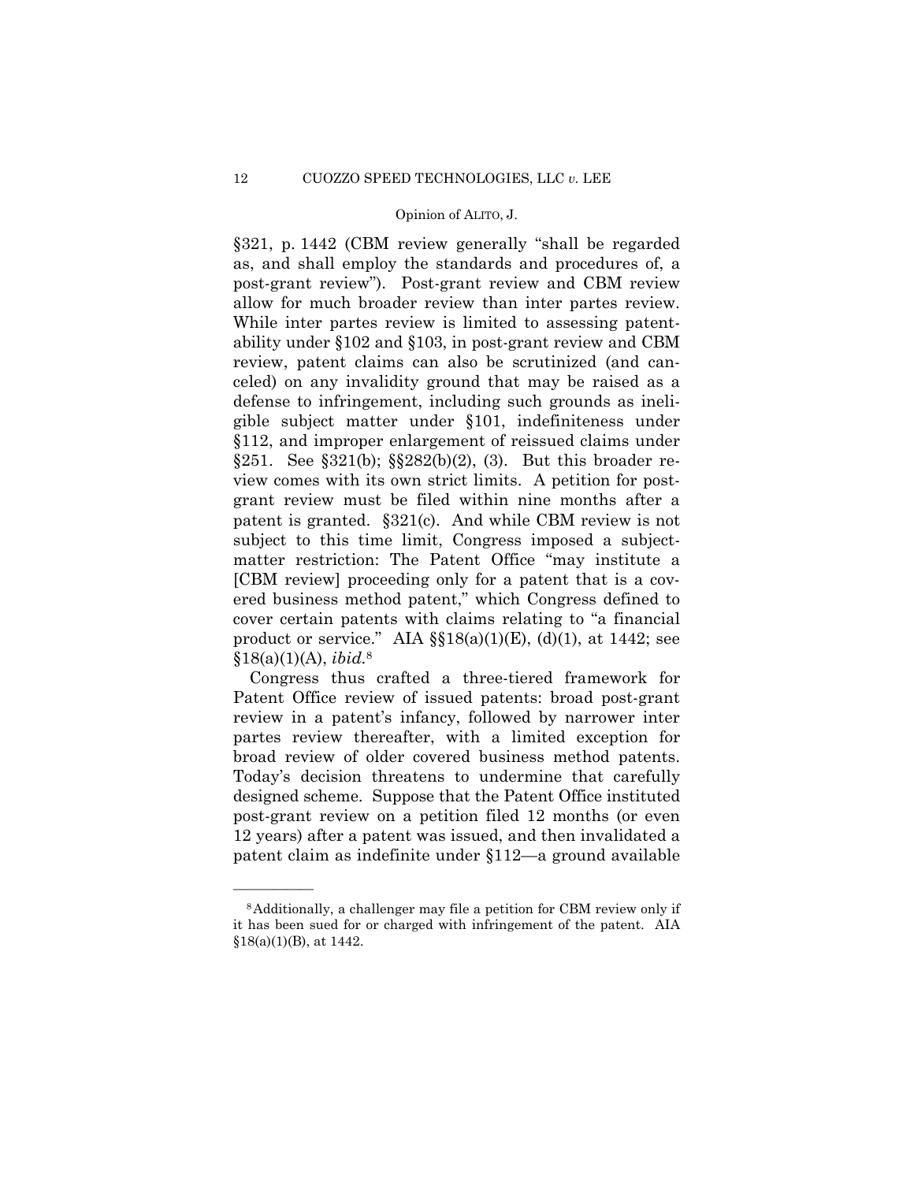§321, p. 1442 (CBM review generally "shall be regarded as, and shall employ the standards and procedures of, a post-grant review"). Post-grant review and CBM review allow for much broader review than inter partes review. While inter partes review is limited to assessing patentability under §102 and §103, in post-grant review and CBM review, patent claims can also be scrutinized (and canceled) on any invalidity ground that may be raised as a defense to infringement, including such grounds as ineligible subject matter under §101, indefiniteness under §112, and improper enlargement of reissued claims under §251. See §321(b); §§282(b)(2), (3). But this broader review comes with its own strict limits. A petition for post-grant review must be filed within nine months after a patent is granted. §321(c). And while CBM review is not subject to this time limit, Congress imposed a subject-matter restriction: The Patent Office "may institute a [CBM review] proceeding only for a patent that is a covered business method patent," which Congress defined to cover certain patents with claims relating to "a financial product or service." AIA §§18(a)(1)(E), (d)(1), at 1442; see §18(a)(1)(A), *ibid.*[8]

Congress thus crafted a three-tiered framework for Patent Office review of issued patents: broad post-grant review in a patent's infancy, followed by narrower inter partes review thereafter, with a limited exception for broad review of older covered business method patents. Today's decision threatens to undermine that carefully designed scheme. Suppose that the Patent Office instituted post-grant review on a petition filed 12 months (or even 12 years) after a patent was issued, and then invalidated a patent claim as indefinite under §112—a ground available

---

[8] Additionally, a challenger may file a petition for CBM review only if it has been sued for or charged with infringement of the patent. AIA §18(a)(1)(B), at 1442.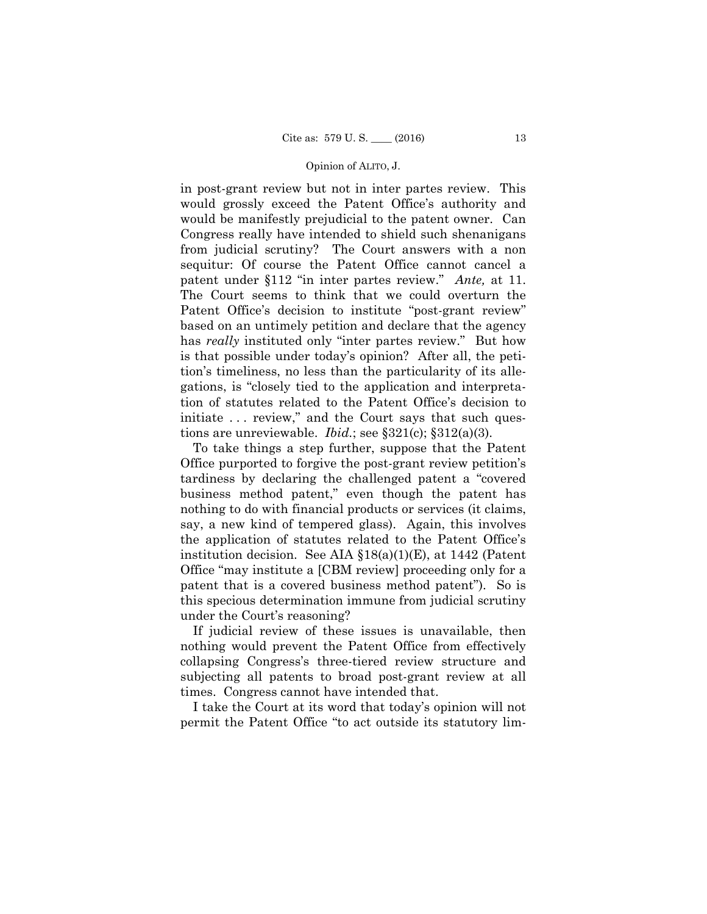in post-grant review but not in inter partes review. This would grossly exceed the Patent Office's authority and would be manifestly prejudicial to the patent owner. Can Congress really have intended to shield such shenanigans from judicial scrutiny? The Court answers with a non sequitur: Of course the Patent Office cannot cancel a patent under §112 "in inter partes review." *Ante,* at 11. The Court seems to think that we could overturn the Patent Office's decision to institute "post-grant review" based on an untimely petition and declare that the agency has *really* instituted only "inter partes review." But how is that possible under today's opinion? After all, the petition's timeliness, no less than the particularity of its allegations, is "closely tied to the application and interpretation of statutes related to the Patent Office's decision to initiate . . . review," and the Court says that such questions are unreviewable. *Ibid.*; see §321(c); §312(a)(3).

To take things a step further, suppose that the Patent Office purported to forgive the post-grant review petition's tardiness by declaring the challenged patent a "covered business method patent," even though the patent has nothing to do with financial products or services (it claims, say, a new kind of tempered glass). Again, this involves the application of statutes related to the Patent Office's institution decision. See AIA §18(a)(1)(E), at 1442 (Patent Office "may institute a [CBM review] proceeding only for a patent that is a covered business method patent"). So is this specious determination immune from judicial scrutiny under the Court's reasoning?

If judicial review of these issues is unavailable, then nothing would prevent the Patent Office from effectively collapsing Congress's three-tiered review structure and subjecting all patents to broad post-grant review at all times. Congress cannot have intended that.

I take the Court at its word that today's opinion will not permit the Patent Office "to act outside its statutory lim-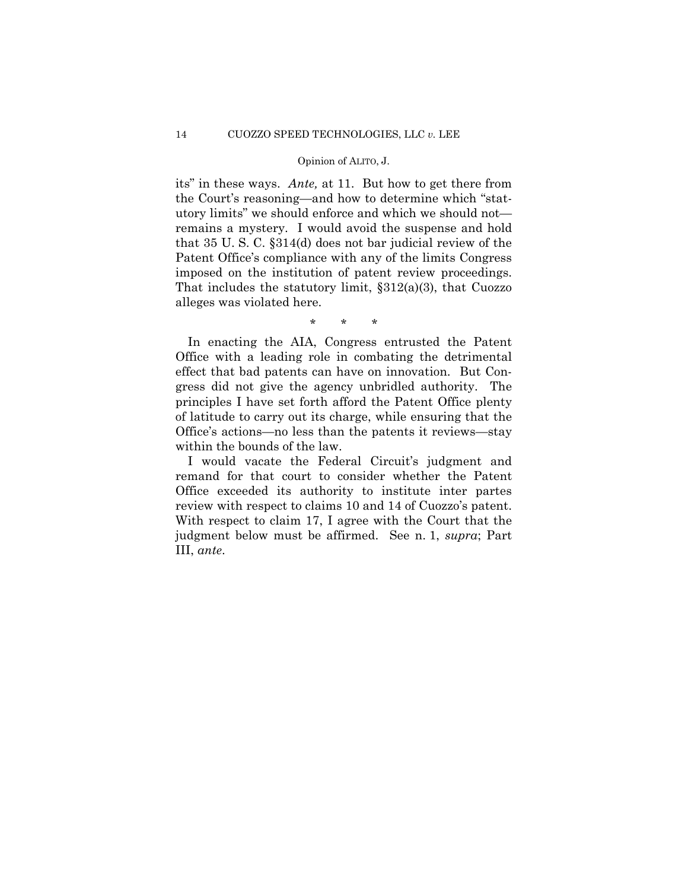its" in these ways. *Ante,* at 11. But how to get there from the Court's reasoning—and how to determine which "statutory limits" we should enforce and which we should not—remains a mystery. I would avoid the suspense and hold that 35 U. S. C. §314(d) does not bar judicial review of the Patent Office's compliance with any of the limits Congress imposed on the institution of patent review proceedings. That includes the statutory limit, §312(a)(3), that Cuozzo alleges was violated here.

\* \* \*

In enacting the AIA, Congress entrusted the Patent Office with a leading role in combating the detrimental effect that bad patents can have on innovation. But Congress did not give the agency unbridled authority. The principles I have set forth afford the Patent Office plenty of latitude to carry out its charge, while ensuring that the Office's actions—no less than the patents it reviews—stay within the bounds of the law.

I would vacate the Federal Circuit's judgment and remand for that court to consider whether the Patent Office exceeded its authority to institute inter partes review with respect to claims 10 and 14 of Cuozzo's patent. With respect to claim 17, I agree with the Court that the judgment below must be affirmed. See n. 1, *supra*; Part III, *ante*.